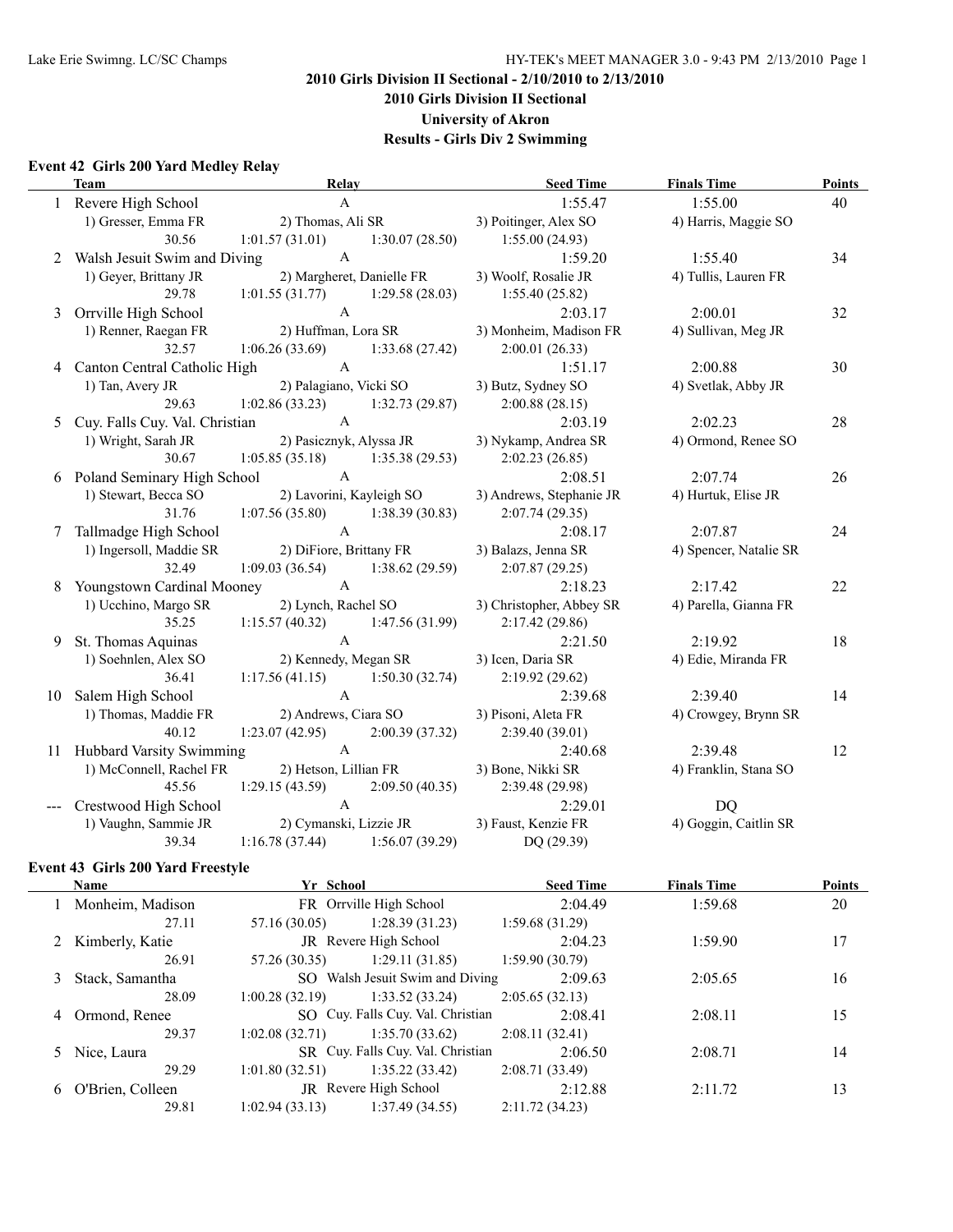## 2010 Girls Division II Sectional - 2/10/2010 to 2/13/2010

## 2010 Girls Division II Sectional

## University of Akron

## Results - Girls Div 2 Swimming

### Event 42 Girls 200 Yard Medley Relay

| | Team | Relay | | Seed Time | Finals Time | Points |
|---|---|---|---|---|---|---|
| 1 | Revere High School | A | | 1:55.47 | 1:55.00 | 40 |
| | 1) Gresser, Emma FR | 2) Thomas, Ali SR | | 3) Poitinger, Alex SO | 4) Harris, Maggie SO | |
| | 30.56 | 1:01.57 (31.01) | 1:30.07 (28.50) | 1:55.00 (24.93) | | |
| 2 | Walsh Jesuit Swim and Diving | A | | 1:59.20 | 1:55.40 | 34 |
| | 1) Geyer, Brittany JR | 2) Margheret, Danielle FR | | 3) Woolf, Rosalie JR | 4) Tullis, Lauren FR | |
| | 29.78 | 1:01.55 (31.77) | 1:29.58 (28.03) | 1:55.40 (25.82) | | |
| 3 | Orrville High School | A | | 2:03.17 | 2:00.01 | 32 |
| | 1) Renner, Raegan FR | 2) Huffman, Lora SR | | 3) Monheim, Madison FR | 4) Sullivan, Meg JR | |
| | 32.57 | 1:06.26 (33.69) | 1:33.68 (27.42) | 2:00.01 (26.33) | | |
| 4 | Canton Central Catholic High | A | | 1:51.17 | 2:00.88 | 30 |
| | 1) Tan, Avery JR | 2) Palagiano, Vicki SO | | 3) Butz, Sydney SO | 4) Svetlak, Abby JR | |
| | 29.63 | 1:02.86 (33.23) | 1:32.73 (29.87) | 2:00.88 (28.15) | | |
| 5 | Cuy. Falls Cuy. Val. Christian | A | | 2:03.19 | 2:02.23 | 28 |
| | 1) Wright, Sarah JR | 2) Pasicznyk, Alyssa JR | | 3) Nykamp, Andrea SR | 4) Ormond, Renee SO | |
| | 30.67 | 1:05.85 (35.18) | 1:35.38 (29.53) | 2:02.23 (26.85) | | |
| 6 | Poland Seminary High School | A | | 2:08.51 | 2:07.74 | 26 |
| | 1) Stewart, Becca SO | 2) Lavorini, Kayleigh SO | | 3) Andrews, Stephanie JR | 4) Hurtuk, Elise JR | |
| | 31.76 | 1:07.56 (35.80) | 1:38.39 (30.83) | 2:07.74 (29.35) | | |
| 7 | Tallmadge High School | A | | 2:08.17 | 2:07.87 | 24 |
| | 1) Ingersoll, Maddie SR | 2) DiFiore, Brittany FR | | 3) Balazs, Jenna SR | 4) Spencer, Natalie SR | |
| | 32.49 | 1:09.03 (36.54) | 1:38.62 (29.59) | 2:07.87 (29.25) | | |
| 8 | Youngstown Cardinal Mooney | A | | 2:18.23 | 2:17.42 | 22 |
| | 1) Ucchino, Margo SR | 2) Lynch, Rachel SO | | 3) Christopher, Abbey SR | 4) Parella, Gianna FR | |
| | 35.25 | 1:15.57 (40.32) | 1:47.56 (31.99) | 2:17.42 (29.86) | | |
| 9 | St. Thomas Aquinas | A | | 2:21.50 | 2:19.92 | 18 |
| | 1) Soehnlen, Alex SO | 2) Kennedy, Megan SR | | 3) Icen, Daria SR | 4) Edie, Miranda FR | |
| | 36.41 | 1:17.56 (41.15) | 1:50.30 (32.74) | 2:19.92 (29.62) | | |
| 10 | Salem High School | A | | 2:39.68 | 2:39.40 | 14 |
| | 1) Thomas, Maddie FR | 2) Andrews, Ciara SO | | 3) Pisoni, Aleta FR | 4) Crowgey, Brynn SR | |
| | 40.12 | 1:23.07 (42.95) | 2:00.39 (37.32) | 2:39.40 (39.01) | | |
| 11 | Hubbard Varsity Swimming | A | | 2:40.68 | 2:39.48 | 12 |
| | 1) McConnell, Rachel FR | 2) Hetson, Lillian FR | | 3) Bone, Nikki SR | 4) Franklin, Stana SO | |
| | 45.56 | 1:29.15 (43.59) | 2:09.50 (40.35) | 2:39.48 (29.98) | | |
| --- | Crestwood High School | A | | 2:29.01 | DQ | |
| | 1) Vaughn, Sammie JR | 2) Cymanski, Lizzie JR | | 3) Faust, Kenzie FR | 4) Goggin, Caitlin SR | |
| | 39.34 | 1:16.78 (37.44) | 1:56.07 (39.29) | DQ (29.39) | | |

### Event 43 Girls 200 Yard Freestyle

| | Name | Yr School | | Seed Time | Finals Time | Points |
|---|---|---|---|---|---|---|
| 1 | Monheim, Madison | FR Orrville High School | | 2:04.49 | 1:59.68 | 20 |
| | 27.11 | 57.16 (30.05) | 1:28.39 (31.23) | 1:59.68 (31.29) | | |
| 2 | Kimberly, Katie | JR Revere High School | | 2:04.23 | 1:59.90 | 17 |
| | 26.91 | 57.26 (30.35) | 1:29.11 (31.85) | 1:59.90 (30.79) | | |
| 3 | Stack, Samantha | SO Walsh Jesuit Swim and Diving | | 2:09.63 | 2:05.65 | 16 |
| | 28.09 | 1:00.28 (32.19) | 1:33.52 (33.24) | 2:05.65 (32.13) | | |
| 4 | Ormond, Renee | SO Cuy. Falls Cuy. Val. Christian | | 2:08.41 | 2:08.11 | 15 |
| | 29.37 | 1:02.08 (32.71) | 1:35.70 (33.62) | 2:08.11 (32.41) | | |
| 5 | Nice, Laura | SR Cuy. Falls Cuy. Val. Christian | | 2:06.50 | 2:08.71 | 14 |
| | 29.29 | 1:01.80 (32.51) | 1:35.22 (33.42) | 2:08.71 (33.49) | | |
| 6 | O'Brien, Colleen | JR Revere High School | | 2:12.88 | 2:11.72 | 13 |
| | 29.81 | 1:02.94 (33.13) | 1:37.49 (34.55) | 2:11.72 (34.23) | | |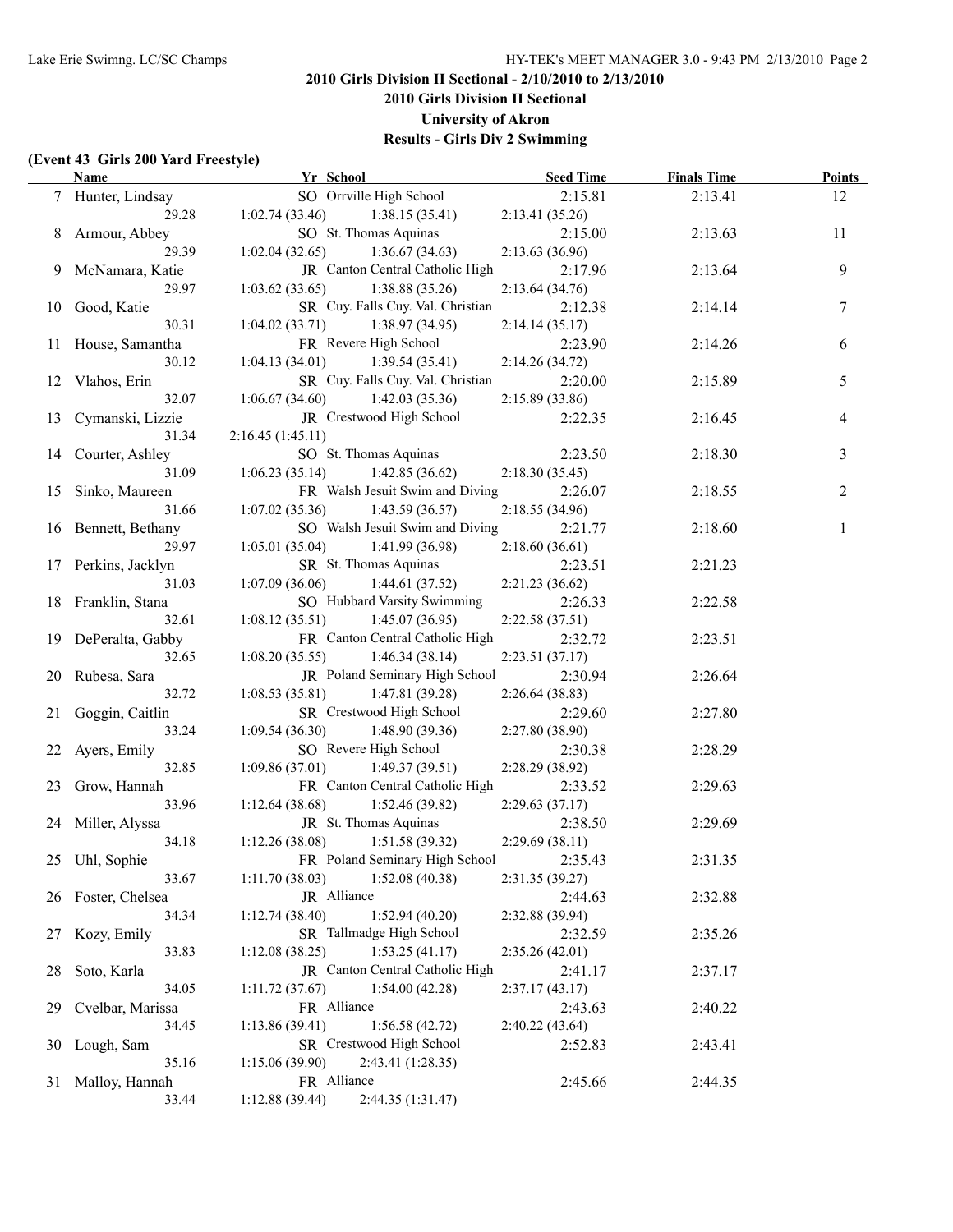## 2010 Girls Division II Sectional - 2/10/2010 to 2/13/2010

### 2010 Girls Division II Sectional

### University of Akron

### Results - Girls Div 2 Swimming

**(Event 43 Girls 200 Yard Freestyle)**

| | Name | Yr | School | Seed Time | Finals Time | Points |
|---|---|---|---|---|---|---|
| 7 | Hunter, Lindsay | SO | Orrville High School | 2:15.81 | 2:13.41 | 12 |
| | 29.28 | 1:02.74 (33.46) | 1:38.15 (35.41) | 2:13.41 (35.26) | | |
| 8 | Armour, Abbey | SO | St. Thomas Aquinas | 2:15.00 | 2:13.63 | 11 |
| | 29.39 | 1:02.04 (32.65) | 1:36.67 (34.63) | 2:13.63 (36.96) | | |
| 9 | McNamara, Katie | JR | Canton Central Catholic High | 2:17.96 | 2:13.64 | 9 |
| | 29.97 | 1:03.62 (33.65) | 1:38.88 (35.26) | 2:13.64 (34.76) | | |
| 10 | Good, Katie | SR | Cuy. Falls Cuy. Val. Christian | 2:12.38 | 2:14.14 | 7 |
| | 30.31 | 1:04.02 (33.71) | 1:38.97 (34.95) | 2:14.14 (35.17) | | |
| 11 | House, Samantha | FR | Revere High School | 2:23.90 | 2:14.26 | 6 |
| | 30.12 | 1:04.13 (34.01) | 1:39.54 (35.41) | 2:14.26 (34.72) | | |
| 12 | Vlahos, Erin | SR | Cuy. Falls Cuy. Val. Christian | 2:20.00 | 2:15.89 | 5 |
| | 32.07 | 1:06.67 (34.60) | 1:42.03 (35.36) | 2:15.89 (33.86) | | |
| 13 | Cymanski, Lizzie | JR | Crestwood High School | 2:22.35 | 2:16.45 | 4 |
| | 31.34 | 2:16.45 (1:45.11) | | | | |
| 14 | Courter, Ashley | SO | St. Thomas Aquinas | 2:23.50 | 2:18.30 | 3 |
| | 31.09 | 1:06.23 (35.14) | 1:42.85 (36.62) | 2:18.30 (35.45) | | |
| 15 | Sinko, Maureen | FR | Walsh Jesuit Swim and Diving | 2:26.07 | 2:18.55 | 2 |
| | 31.66 | 1:07.02 (35.36) | 1:43.59 (36.57) | 2:18.55 (34.96) | | |
| 16 | Bennett, Bethany | SO | Walsh Jesuit Swim and Diving | 2:21.77 | 2:18.60 | 1 |
| | 29.97 | 1:05.01 (35.04) | 1:41.99 (36.98) | 2:18.60 (36.61) | | |
| 17 | Perkins, Jacklyn | SR | St. Thomas Aquinas | 2:23.51 | 2:21.23 | |
| | 31.03 | 1:07.09 (36.06) | 1:44.61 (37.52) | 2:21.23 (36.62) | | |
| 18 | Franklin, Stana | SO | Hubbard Varsity Swimming | 2:26.33 | 2:22.58 | |
| | 32.61 | 1:08.12 (35.51) | 1:45.07 (36.95) | 2:22.58 (37.51) | | |
| 19 | DePeralta, Gabby | FR | Canton Central Catholic High | 2:32.72 | 2:23.51 | |
| | 32.65 | 1:08.20 (35.55) | 1:46.34 (38.14) | 2:23.51 (37.17) | | |
| 20 | Rubesa, Sara | JR | Poland Seminary High School | 2:30.94 | 2:26.64 | |
| | 32.72 | 1:08.53 (35.81) | 1:47.81 (39.28) | 2:26.64 (38.83) | | |
| 21 | Goggin, Caitlin | SR | Crestwood High School | 2:29.60 | 2:27.80 | |
| | 33.24 | 1:09.54 (36.30) | 1:48.90 (39.36) | 2:27.80 (38.90) | | |
| 22 | Ayers, Emily | SO | Revere High School | 2:30.38 | 2:28.29 | |
| | 32.85 | 1:09.86 (37.01) | 1:49.37 (39.51) | 2:28.29 (38.92) | | |
| 23 | Grow, Hannah | FR | Canton Central Catholic High | 2:33.52 | 2:29.63 | |
| | 33.96 | 1:12.64 (38.68) | 1:52.46 (39.82) | 2:29.63 (37.17) | | |
| 24 | Miller, Alyssa | JR | St. Thomas Aquinas | 2:38.50 | 2:29.69 | |
| | 34.18 | 1:12.26 (38.08) | 1:51.58 (39.32) | 2:29.69 (38.11) | | |
| 25 | Uhl, Sophie | FR | Poland Seminary High School | 2:35.43 | 2:31.35 | |
| | 33.67 | 1:11.70 (38.03) | 1:52.08 (40.38) | 2:31.35 (39.27) | | |
| 26 | Foster, Chelsea | JR | Alliance | 2:44.63 | 2:32.88 | |
| | 34.34 | 1:12.74 (38.40) | 1:52.94 (40.20) | 2:32.88 (39.94) | | |
| 27 | Kozy, Emily | SR | Tallmadge High School | 2:32.59 | 2:35.26 | |
| | 33.83 | 1:12.08 (38.25) | 1:53.25 (41.17) | 2:35.26 (42.01) | | |
| 28 | Soto, Karla | JR | Canton Central Catholic High | 2:41.17 | 2:37.17 | |
| | 34.05 | 1:11.72 (37.67) | 1:54.00 (42.28) | 2:37.17 (43.17) | | |
| 29 | Cvelbar, Marissa | FR | Alliance | 2:43.63 | 2:40.22 | |
| | 34.45 | 1:13.86 (39.41) | 1:56.58 (42.72) | 2:40.22 (43.64) | | |
| 30 | Lough, Sam | SR | Crestwood High School | 2:52.83 | 2:43.41 | |
| | 35.16 | 1:15.06 (39.90) | 2:43.41 (1:28.35) | | | |
| 31 | Malloy, Hannah | FR | Alliance | 2:45.66 | 2:44.35 | |
| | 33.44 | 1:12.88 (39.44) | 2:44.35 (1:31.47) | | | |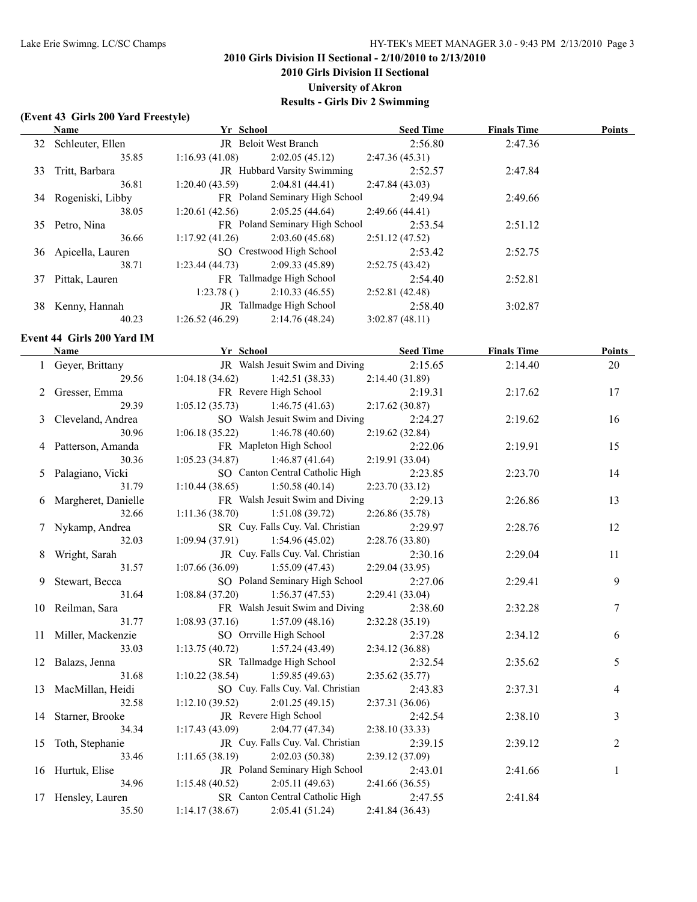## 2010 Girls Division II Sectional - 2/10/2010 to 2/13/2010

### 2010 Girls Division II Sectional

### University of Akron

### Results - Girls Div 2 Swimming

**(Event 43 Girls 200 Yard Freestyle)**

| | Name | Yr | School | Seed Time | Finals Time | Points |
|---|---|---|---|---|---|---|
| 32 | Schleuter, Ellen | JR | Beloit West Branch | 2:56.80 | 2:47.36 | |
| | 35.85 | 1:16.93 (41.08) | 2:02.05 (45.12) | 2:47.36 (45.31) | | |
| 33 | Tritt, Barbara | JR | Hubbard Varsity Swimming | 2:52.57 | 2:47.84 | |
| | 36.81 | 1:20.40 (43.59) | 2:04.81 (44.41) | 2:47.84 (43.03) | | |
| 34 | Rogeniski, Libby | FR | Poland Seminary High School | 2:49.94 | 2:49.66 | |
| | 38.05 | 1:20.61 (42.56) | 2:05.25 (44.64) | 2:49.66 (44.41) | | |
| 35 | Petro, Nina | FR | Poland Seminary High School | 2:53.54 | 2:51.12 | |
| | 36.66 | 1:17.92 (41.26) | 2:03.60 (45.68) | 2:51.12 (47.52) | | |
| 36 | Apicella, Lauren | SO | Crestwood High School | 2:53.42 | 2:52.75 | |
| | 38.71 | 1:23.44 (44.73) | 2:09.33 (45.89) | 2:52.75 (43.42) | | |
| 37 | Pittak, Lauren | FR | Tallmadge High School | 2:54.40 | 2:52.81 | |
| | | 1:23.78 ( ) | 2:10.33 (46.55) | 2:52.81 (42.48) | | |
| 38 | Kenny, Hannah | JR | Tallmadge High School | 2:58.40 | 3:02.87 | |
| | 40.23 | 1:26.52 (46.29) | 2:14.76 (48.24) | 3:02.87 (48.11) | | |

**Event 44 Girls 200 Yard IM**

| | Name | Yr | School | Seed Time | Finals Time | Points |
|---|---|---|---|---|---|---|
| 1 | Geyer, Brittany | JR | Walsh Jesuit Swim and Diving | 2:15.65 | 2:14.40 | 20 |
| | 29.56 | 1:04.18 (34.62) | 1:42.51 (38.33) | 2:14.40 (31.89) | | |
| 2 | Gresser, Emma | FR | Revere High School | 2:19.31 | 2:17.62 | 17 |
| | 29.39 | 1:05.12 (35.73) | 1:46.75 (41.63) | 2:17.62 (30.87) | | |
| 3 | Cleveland, Andrea | SO | Walsh Jesuit Swim and Diving | 2:24.27 | 2:19.62 | 16 |
| | 30.96 | 1:06.18 (35.22) | 1:46.78 (40.60) | 2:19.62 (32.84) | | |
| 4 | Patterson, Amanda | FR | Mapleton High School | 2:22.06 | 2:19.91 | 15 |
| | 30.36 | 1:05.23 (34.87) | 1:46.87 (41.64) | 2:19.91 (33.04) | | |
| 5 | Palagiano, Vicki | SO | Canton Central Catholic High | 2:23.85 | 2:23.70 | 14 |
| | 31.79 | 1:10.44 (38.65) | 1:50.58 (40.14) | 2:23.70 (33.12) | | |
| 6 | Margheret, Danielle | FR | Walsh Jesuit Swim and Diving | 2:29.13 | 2:26.86 | 13 |
| | 32.66 | 1:11.36 (38.70) | 1:51.08 (39.72) | 2:26.86 (35.78) | | |
| 7 | Nykamp, Andrea | SR | Cuy. Falls Cuy. Val. Christian | 2:29.97 | 2:28.76 | 12 |
| | 32.03 | 1:09.94 (37.91) | 1:54.96 (45.02) | 2:28.76 (33.80) | | |
| 8 | Wright, Sarah | JR | Cuy. Falls Cuy. Val. Christian | 2:30.16 | 2:29.04 | 11 |
| | 31.57 | 1:07.66 (36.09) | 1:55.09 (47.43) | 2:29.04 (33.95) | | |
| 9 | Stewart, Becca | SO | Poland Seminary High School | 2:27.06 | 2:29.41 | 9 |
| | 31.64 | 1:08.84 (37.20) | 1:56.37 (47.53) | 2:29.41 (33.04) | | |
| 10 | Reilman, Sara | FR | Walsh Jesuit Swim and Diving | 2:38.60 | 2:32.28 | 7 |
| | 31.77 | 1:08.93 (37.16) | 1:57.09 (48.16) | 2:32.28 (35.19) | | |
| 11 | Miller, Mackenzie | SO | Orrville High School | 2:37.28 | 2:34.12 | 6 |
| | 33.03 | 1:13.75 (40.72) | 1:57.24 (43.49) | 2:34.12 (36.88) | | |
| 12 | Balazs, Jenna | SR | Tallmadge High School | 2:32.54 | 2:35.62 | 5 |
| | 31.68 | 1:10.22 (38.54) | 1:59.85 (49.63) | 2:35.62 (35.77) | | |
| 13 | MacMillan, Heidi | SO | Cuy. Falls Cuy. Val. Christian | 2:43.83 | 2:37.31 | 4 |
| | 32.58 | 1:12.10 (39.52) | 2:01.25 (49.15) | 2:37.31 (36.06) | | |
| 14 | Starner, Brooke | JR | Revere High School | 2:42.54 | 2:38.10 | 3 |
| | 34.34 | 1:17.43 (43.09) | 2:04.77 (47.34) | 2:38.10 (33.33) | | |
| 15 | Toth, Stephanie | JR | Cuy. Falls Cuy. Val. Christian | 2:39.15 | 2:39.12 | 2 |
| | 33.46 | 1:11.65 (38.19) | 2:02.03 (50.38) | 2:39.12 (37.09) | | |
| 16 | Hurtuk, Elise | JR | Poland Seminary High School | 2:43.01 | 2:41.66 | 1 |
| | 34.96 | 1:15.48 (40.52) | 2:05.11 (49.63) | 2:41.66 (36.55) | | |
| 17 | Hensley, Lauren | SR | Canton Central Catholic High | 2:47.55 | 2:41.84 | |
| | 35.50 | 1:14.17 (38.67) | 2:05.41 (51.24) | 2:41.84 (36.43) | | |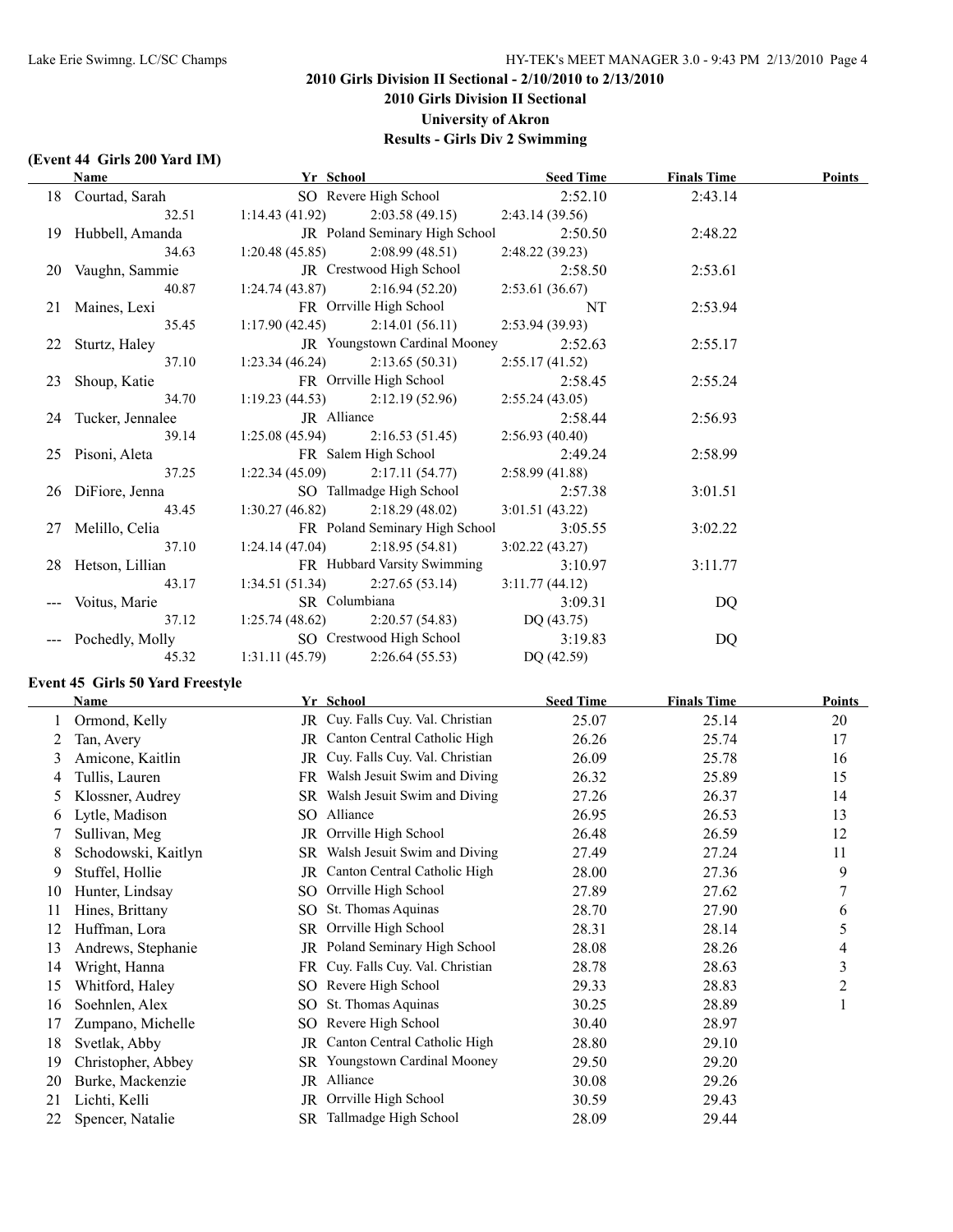## 2010 Girls Division II Sectional - 2/10/2010 to 2/13/2010

## 2010 Girls Division II Sectional

## University of Akron

## Results - Girls Div 2 Swimming

### (Event 44 Girls 200 Yard IM)

| | Name | Yr | School | Seed Time | Finals Time | Points |
|---|---|---|---|---|---|---|
| 18 | Courtad, Sarah | SO | Revere High School | 2:52.10 | 2:43.14 | |
| | 32.51 | 1:14.43 (41.92) | 2:03.58 (49.15) | 2:43.14 (39.56) | | |
| 19 | Hubbell, Amanda | JR | Poland Seminary High School | 2:50.50 | 2:48.22 | |
| | 34.63 | 1:20.48 (45.85) | 2:08.99 (48.51) | 2:48.22 (39.23) | | |
| 20 | Vaughn, Sammie | JR | Crestwood High School | 2:58.50 | 2:53.61 | |
| | 40.87 | 1:24.74 (43.87) | 2:16.94 (52.20) | 2:53.61 (36.67) | | |
| 21 | Maines, Lexi | FR | Orrville High School | NT | 2:53.94 | |
| | 35.45 | 1:17.90 (42.45) | 2:14.01 (56.11) | 2:53.94 (39.93) | | |
| 22 | Sturtz, Haley | JR | Youngstown Cardinal Mooney | 2:52.63 | 2:55.17 | |
| | 37.10 | 1:23.34 (46.24) | 2:13.65 (50.31) | 2:55.17 (41.52) | | |
| 23 | Shoup, Katie | FR | Orrville High School | 2:58.45 | 2:55.24 | |
| | 34.70 | 1:19.23 (44.53) | 2:12.19 (52.96) | 2:55.24 (43.05) | | |
| 24 | Tucker, Jennalee | JR | Alliance | 2:58.44 | 2:56.93 | |
| | 39.14 | 1:25.08 (45.94) | 2:16.53 (51.45) | 2:56.93 (40.40) | | |
| 25 | Pisoni, Aleta | FR | Salem High School | 2:49.24 | 2:58.99 | |
| | 37.25 | 1:22.34 (45.09) | 2:17.11 (54.77) | 2:58.99 (41.88) | | |
| 26 | DiFiore, Jenna | SO | Tallmadge High School | 2:57.38 | 3:01.51 | |
| | 43.45 | 1:30.27 (46.82) | 2:18.29 (48.02) | 3:01.51 (43.22) | | |
| 27 | Melillo, Celia | FR | Poland Seminary High School | 3:05.55 | 3:02.22 | |
| | 37.10 | 1:24.14 (47.04) | 2:18.95 (54.81) | 3:02.22 (43.27) | | |
| 28 | Hetson, Lillian | FR | Hubbard Varsity Swimming | 3:10.97 | 3:11.77 | |
| | 43.17 | 1:34.51 (51.34) | 2:27.65 (53.14) | 3:11.77 (44.12) | | |
| --- | Voitus, Marie | SR | Columbiana | 3:09.31 | DQ | |
| | 37.12 | 1:25.74 (48.62) | 2:20.57 (54.83) | DQ (43.75) | | |
| --- | Pochedly, Molly | SO | Crestwood High School | 3:19.83 | DQ | |
| | 45.32 | 1:31.11 (45.79) | 2:26.64 (55.53) | DQ (42.59) | | |

### Event 45 Girls 50 Yard Freestyle

| | Name | Yr | School | Seed Time | Finals Time | Points |
|---|---|---|---|---|---|---|
| 1 | Ormond, Kelly | JR | Cuy. Falls Cuy. Val. Christian | 25.07 | 25.14 | 20 |
| 2 | Tan, Avery | JR | Canton Central Catholic High | 26.26 | 25.74 | 17 |
| 3 | Amicone, Kaitlin | JR | Cuy. Falls Cuy. Val. Christian | 26.09 | 25.78 | 16 |
| 4 | Tullis, Lauren | FR | Walsh Jesuit Swim and Diving | 26.32 | 25.89 | 15 |
| 5 | Klossner, Audrey | SR | Walsh Jesuit Swim and Diving | 27.26 | 26.37 | 14 |
| 6 | Lytle, Madison | SO | Alliance | 26.95 | 26.53 | 13 |
| 7 | Sullivan, Meg | JR | Orrville High School | 26.48 | 26.59 | 12 |
| 8 | Schodowski, Kaitlyn | SR | Walsh Jesuit Swim and Diving | 27.49 | 27.24 | 11 |
| 9 | Stuffel, Hollie | JR | Canton Central Catholic High | 28.00 | 27.36 | 9 |
| 10 | Hunter, Lindsay | SO | Orrville High School | 27.89 | 27.62 | 7 |
| 11 | Hines, Brittany | SO | St. Thomas Aquinas | 28.70 | 27.90 | 6 |
| 12 | Huffman, Lora | SR | Orrville High School | 28.31 | 28.14 | 5 |
| 13 | Andrews, Stephanie | JR | Poland Seminary High School | 28.08 | 28.26 | 4 |
| 14 | Wright, Hanna | FR | Cuy. Falls Cuy. Val. Christian | 28.78 | 28.63 | 3 |
| 15 | Whitford, Haley | SO | Revere High School | 29.33 | 28.83 | 2 |
| 16 | Soehnlen, Alex | SO | St. Thomas Aquinas | 30.25 | 28.89 | 1 |
| 17 | Zumpano, Michelle | SO | Revere High School | 30.40 | 28.97 | |
| 18 | Svetlak, Abby | JR | Canton Central Catholic High | 28.80 | 29.10 | |
| 19 | Christopher, Abbey | SR | Youngstown Cardinal Mooney | 29.50 | 29.20 | |
| 20 | Burke, Mackenzie | JR | Alliance | 30.08 | 29.26 | |
| 21 | Lichti, Kelli | JR | Orrville High School | 30.59 | 29.43 | |
| 22 | Spencer, Natalie | SR | Tallmadge High School | 28.09 | 29.44 | |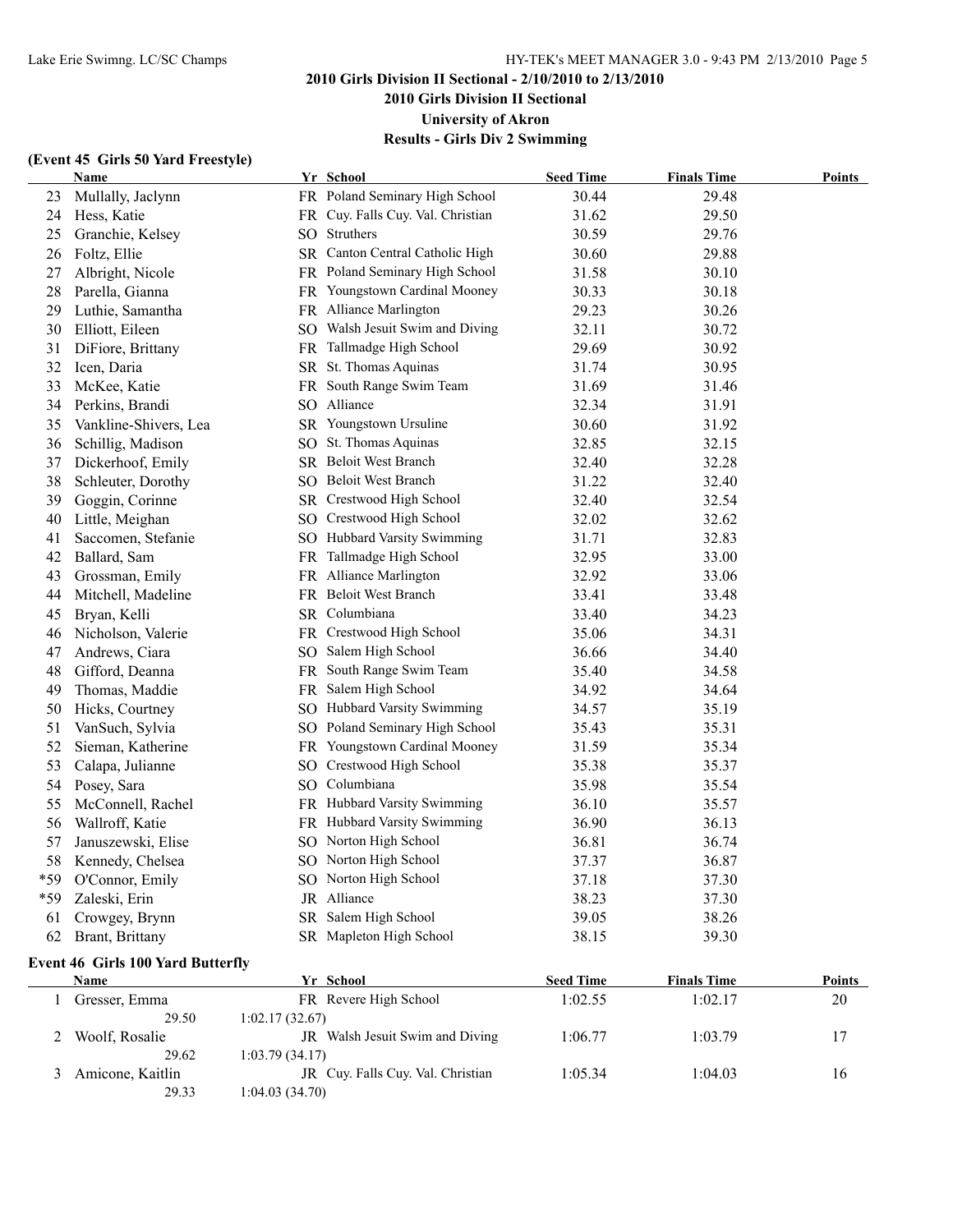## 2010 Girls Division II Sectional - 2/10/2010 to 2/13/2010

## 2010 Girls Division II Sectional

## University of Akron

## Results - Girls Div 2 Swimming

### (Event 45 Girls 50 Yard Freestyle)

| | Name | Yr | School | Seed Time | Finals Time | Points |
|---|---|---|---|---|---|---|
| 23 | Mullally, Jaclynn | FR | Poland Seminary High School | 30.44 | 29.48 | |
| 24 | Hess, Katie | FR | Cuy. Falls Cuy. Val. Christian | 31.62 | 29.50 | |
| 25 | Granchie, Kelsey | SO | Struthers | 30.59 | 29.76 | |
| 26 | Foltz, Ellie | SR | Canton Central Catholic High | 30.60 | 29.88 | |
| 27 | Albright, Nicole | FR | Poland Seminary High School | 31.58 | 30.10 | |
| 28 | Parella, Gianna | FR | Youngstown Cardinal Mooney | 30.33 | 30.18 | |
| 29 | Luthie, Samantha | FR | Alliance Marlington | 29.23 | 30.26 | |
| 30 | Elliott, Eileen | SO | Walsh Jesuit Swim and Diving | 32.11 | 30.72 | |
| 31 | DiFiore, Brittany | FR | Tallmadge High School | 29.69 | 30.92 | |
| 32 | Icen, Daria | SR | St. Thomas Aquinas | 31.74 | 30.95 | |
| 33 | McKee, Katie | FR | South Range Swim Team | 31.69 | 31.46 | |
| 34 | Perkins, Brandi | SO | Alliance | 32.34 | 31.91 | |
| 35 | Vankline-Shivers, Lea | SR | Youngstown Ursuline | 30.60 | 31.92 | |
| 36 | Schillig, Madison | SO | St. Thomas Aquinas | 32.85 | 32.15 | |
| 37 | Dickerhoof, Emily | SR | Beloit West Branch | 32.40 | 32.28 | |
| 38 | Schleuter, Dorothy | SO | Beloit West Branch | 31.22 | 32.40 | |
| 39 | Goggin, Corinne | SR | Crestwood High School | 32.40 | 32.54 | |
| 40 | Little, Meighan | SO | Crestwood High School | 32.02 | 32.62 | |
| 41 | Saccomen, Stefanie | SO | Hubbard Varsity Swimming | 31.71 | 32.83 | |
| 42 | Ballard, Sam | FR | Tallmadge High School | 32.95 | 33.00 | |
| 43 | Grossman, Emily | FR | Alliance Marlington | 32.92 | 33.06 | |
| 44 | Mitchell, Madeline | FR | Beloit West Branch | 33.41 | 33.48 | |
| 45 | Bryan, Kelli | SR | Columbiana | 33.40 | 34.23 | |
| 46 | Nicholson, Valerie | FR | Crestwood High School | 35.06 | 34.31 | |
| 47 | Andrews, Ciara | SO | Salem High School | 36.66 | 34.40 | |
| 48 | Gifford, Deanna | FR | South Range Swim Team | 35.40 | 34.58 | |
| 49 | Thomas, Maddie | FR | Salem High School | 34.92 | 34.64 | |
| 50 | Hicks, Courtney | SO | Hubbard Varsity Swimming | 34.57 | 35.19 | |
| 51 | VanSuch, Sylvia | SO | Poland Seminary High School | 35.43 | 35.31 | |
| 52 | Sieman, Katherine | FR | Youngstown Cardinal Mooney | 31.59 | 35.34 | |
| 53 | Calapa, Julianne | SO | Crestwood High School | 35.38 | 35.37 | |
| 54 | Posey, Sara | SO | Columbiana | 35.98 | 35.54 | |
| 55 | McConnell, Rachel | FR | Hubbard Varsity Swimming | 36.10 | 35.57 | |
| 56 | Wallroff, Katie | FR | Hubbard Varsity Swimming | 36.90 | 36.13 | |
| 57 | Januszewski, Elise | SO | Norton High School | 36.81 | 36.74 | |
| 58 | Kennedy, Chelsea | SO | Norton High School | 37.37 | 36.87 | |
| *59 | O'Connor, Emily | SO | Norton High School | 37.18 | 37.30 | |
| *59 | Zaleski, Erin | JR | Alliance | 38.23 | 37.30 | |
| 61 | Crowgey, Brynn | SR | Salem High School | 39.05 | 38.26 | |
| 62 | Brant, Brittany | SR | Mapleton High School | 38.15 | 39.30 | |

### Event 46 Girls 100 Yard Butterfly

| | Name | Yr | School | Seed Time | Finals Time | Points |
|---|---|---|---|---|---|---|
| 1 | Gresser, Emma | FR | Revere High School | 1:02.55 | 1:02.17 | 20 |
| | 29.50 | 1:02.17 (32.67) | | | | |
| 2 | Woolf, Rosalie | JR | Walsh Jesuit Swim and Diving | 1:06.77 | 1:03.79 | 17 |
| | 29.62 | 1:03.79 (34.17) | | | | |
| 3 | Amicone, Kaitlin | JR | Cuy. Falls Cuy. Val. Christian | 1:05.34 | 1:04.03 | 16 |
| | 29.33 | 1:04.03 (34.70) | | | | |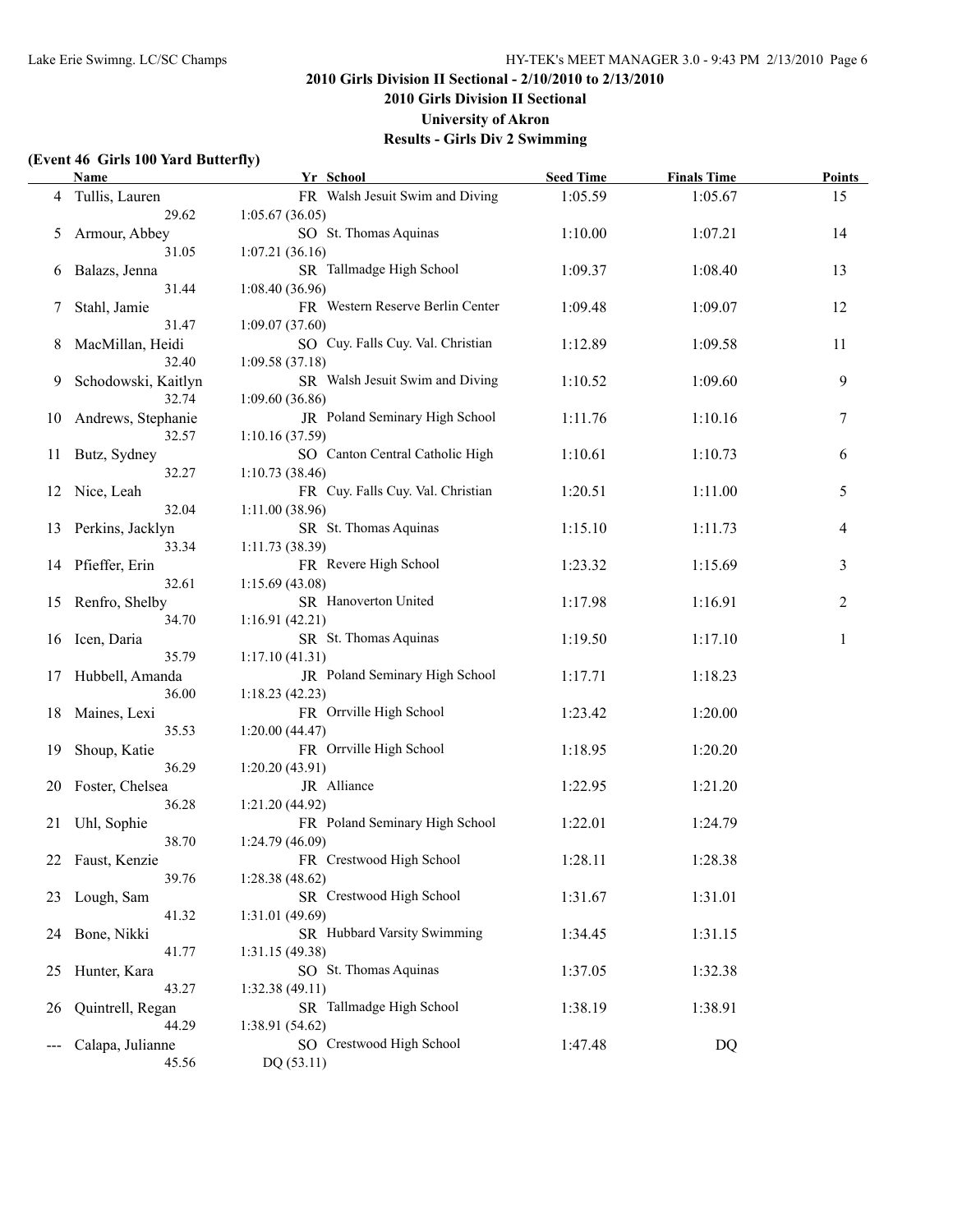## 2010 Girls Division II Sectional - 2/10/2010 to 2/13/2010

## 2010 Girls Division II Sectional

## University of Akron

## Results - Girls Div 2 Swimming

### (Event 46 Girls 100 Yard Butterfly)

| | Name | Yr | School | Seed Time | Finals Time | Points |
|---|---|---|---|---|---|---|
| 4 | Tullis, Lauren | FR | Walsh Jesuit Swim and Diving | 1:05.59 | 1:05.67 | 15 |
| | 29.62 | 1:05.67 (36.05) | | | | |
| 5 | Armour, Abbey | SO | St. Thomas Aquinas | 1:10.00 | 1:07.21 | 14 |
| | 31.05 | 1:07.21 (36.16) | | | | |
| 6 | Balazs, Jenna | SR | Tallmadge High School | 1:09.37 | 1:08.40 | 13 |
| | 31.44 | 1:08.40 (36.96) | | | | |
| 7 | Stahl, Jamie | FR | Western Reserve Berlin Center | 1:09.48 | 1:09.07 | 12 |
| | 31.47 | 1:09.07 (37.60) | | | | |
| 8 | MacMillan, Heidi | SO | Cuy. Falls Cuy. Val. Christian | 1:12.89 | 1:09.58 | 11 |
| | 32.40 | 1:09.58 (37.18) | | | | |
| 9 | Schodowski, Kaitlyn | SR | Walsh Jesuit Swim and Diving | 1:10.52 | 1:09.60 | 9 |
| | 32.74 | 1:09.60 (36.86) | | | | |
| 10 | Andrews, Stephanie | JR | Poland Seminary High School | 1:11.76 | 1:10.16 | 7 |
| | 32.57 | 1:10.16 (37.59) | | | | |
| 11 | Butz, Sydney | SO | Canton Central Catholic High | 1:10.61 | 1:10.73 | 6 |
| | 32.27 | 1:10.73 (38.46) | | | | |
| 12 | Nice, Leah | FR | Cuy. Falls Cuy. Val. Christian | 1:20.51 | 1:11.00 | 5 |
| | 32.04 | 1:11.00 (38.96) | | | | |
| 13 | Perkins, Jacklyn | SR | St. Thomas Aquinas | 1:15.10 | 1:11.73 | 4 |
| | 33.34 | 1:11.73 (38.39) | | | | |
| 14 | Pfieffer, Erin | FR | Revere High School | 1:23.32 | 1:15.69 | 3 |
| | 32.61 | 1:15.69 (43.08) | | | | |
| 15 | Renfro, Shelby | SR | Hanoverton United | 1:17.98 | 1:16.91 | 2 |
| | 34.70 | 1:16.91 (42.21) | | | | |
| 16 | Icen, Daria | SR | St. Thomas Aquinas | 1:19.50 | 1:17.10 | 1 |
| | 35.79 | 1:17.10 (41.31) | | | | |
| 17 | Hubbell, Amanda | JR | Poland Seminary High School | 1:17.71 | 1:18.23 | |
| | 36.00 | 1:18.23 (42.23) | | | | |
| 18 | Maines, Lexi | FR | Orrville High School | 1:23.42 | 1:20.00 | |
| | 35.53 | 1:20.00 (44.47) | | | | |
| 19 | Shoup, Katie | FR | Orrville High School | 1:18.95 | 1:20.20 | |
| | 36.29 | 1:20.20 (43.91) | | | | |
| 20 | Foster, Chelsea | JR | Alliance | 1:22.95 | 1:21.20 | |
| | 36.28 | 1:21.20 (44.92) | | | | |
| 21 | Uhl, Sophie | FR | Poland Seminary High School | 1:22.01 | 1:24.79 | |
| | 38.70 | 1:24.79 (46.09) | | | | |
| 22 | Faust, Kenzie | FR | Crestwood High School | 1:28.11 | 1:28.38 | |
| | 39.76 | 1:28.38 (48.62) | | | | |
| 23 | Lough, Sam | SR | Crestwood High School | 1:31.67 | 1:31.01 | |
| | 41.32 | 1:31.01 (49.69) | | | | |
| 24 | Bone, Nikki | SR | Hubbard Varsity Swimming | 1:34.45 | 1:31.15 | |
| | 41.77 | 1:31.15 (49.38) | | | | |
| 25 | Hunter, Kara | SO | St. Thomas Aquinas | 1:37.05 | 1:32.38 | |
| | 43.27 | 1:32.38 (49.11) | | | | |
| 26 | Quintrell, Regan | SR | Tallmadge High School | 1:38.19 | 1:38.91 | |
| | 44.29 | 1:38.91 (54.62) | | | | |
| --- | Calapa, Julianne | SO | Crestwood High School | 1:47.48 | DQ | |
| | 45.56 | DQ (53.11) | | | | |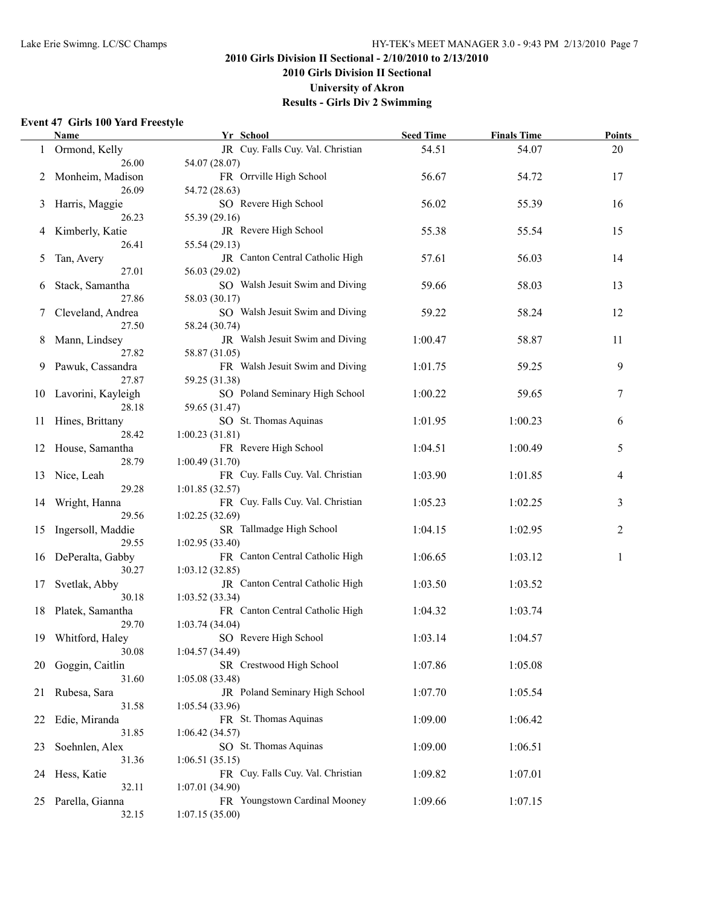## 2010 Girls Division II Sectional - 2/10/2010 to 2/13/2010

## 2010 Girls Division II Sectional

## University of Akron

## Results - Girls Div 2 Swimming

### Event 47 Girls 100 Yard Freestyle

| | Name | Yr | School | Seed Time | Finals Time | Points |
|---|---|---|---|---|---|---|
| 1 | Ormond, Kelly | JR | Cuy. Falls Cuy. Val. Christian | 54.51 | 54.07 | 20 |
| | 26.00 | 54.07 (28.07) | | | | |
| 2 | Monheim, Madison | FR | Orrville High School | 56.67 | 54.72 | 17 |
| | 26.09 | 54.72 (28.63) | | | | |
| 3 | Harris, Maggie | SO | Revere High School | 56.02 | 55.39 | 16 |
| | 26.23 | 55.39 (29.16) | | | | |
| 4 | Kimberly, Katie | JR | Revere High School | 55.38 | 55.54 | 15 |
| | 26.41 | 55.54 (29.13) | | | | |
| 5 | Tan, Avery | JR | Canton Central Catholic High | 57.61 | 56.03 | 14 |
| | 27.01 | 56.03 (29.02) | | | | |
| 6 | Stack, Samantha | SO | Walsh Jesuit Swim and Diving | 59.66 | 58.03 | 13 |
| | 27.86 | 58.03 (30.17) | | | | |
| 7 | Cleveland, Andrea | SO | Walsh Jesuit Swim and Diving | 59.22 | 58.24 | 12 |
| | 27.50 | 58.24 (30.74) | | | | |
| 8 | Mann, Lindsey | JR | Walsh Jesuit Swim and Diving | 1:00.47 | 58.87 | 11 |
| | 27.82 | 58.87 (31.05) | | | | |
| 9 | Pawuk, Cassandra | FR | Walsh Jesuit Swim and Diving | 1:01.75 | 59.25 | 9 |
| | 27.87 | 59.25 (31.38) | | | | |
| 10 | Lavorini, Kayleigh | SO | Poland Seminary High School | 1:00.22 | 59.65 | 7 |
| | 28.18 | 59.65 (31.47) | | | | |
| 11 | Hines, Brittany | SO | St. Thomas Aquinas | 1:01.95 | 1:00.23 | 6 |
| | 28.42 | 1:00.23 (31.81) | | | | |
| 12 | House, Samantha | FR | Revere High School | 1:04.51 | 1:00.49 | 5 |
| | 28.79 | 1:00.49 (31.70) | | | | |
| 13 | Nice, Leah | FR | Cuy. Falls Cuy. Val. Christian | 1:03.90 | 1:01.85 | 4 |
| | 29.28 | 1:01.85 (32.57) | | | | |
| 14 | Wright, Hanna | FR | Cuy. Falls Cuy. Val. Christian | 1:05.23 | 1:02.25 | 3 |
| | 29.56 | 1:02.25 (32.69) | | | | |
| 15 | Ingersoll, Maddie | SR | Tallmadge High School | 1:04.15 | 1:02.95 | 2 |
| | 29.55 | 1:02.95 (33.40) | | | | |
| 16 | DePeralta, Gabby | FR | Canton Central Catholic High | 1:06.65 | 1:03.12 | 1 |
| | 30.27 | 1:03.12 (32.85) | | | | |
| 17 | Svetlak, Abby | JR | Canton Central Catholic High | 1:03.50 | 1:03.52 | |
| | 30.18 | 1:03.52 (33.34) | | | | |
| 18 | Platek, Samantha | FR | Canton Central Catholic High | 1:04.32 | 1:03.74 | |
| | 29.70 | 1:03.74 (34.04) | | | | |
| 19 | Whitford, Haley | SO | Revere High School | 1:03.14 | 1:04.57 | |
| | 30.08 | 1:04.57 (34.49) | | | | |
| 20 | Goggin, Caitlin | SR | Crestwood High School | 1:07.86 | 1:05.08 | |
| | 31.60 | 1:05.08 (33.48) | | | | |
| 21 | Rubesa, Sara | JR | Poland Seminary High School | 1:07.70 | 1:05.54 | |
| | 31.58 | 1:05.54 (33.96) | | | | |
| 22 | Edie, Miranda | FR | St. Thomas Aquinas | 1:09.00 | 1:06.42 | |
| | 31.85 | 1:06.42 (34.57) | | | | |
| 23 | Soehnlen, Alex | SO | St. Thomas Aquinas | 1:09.00 | 1:06.51 | |
| | 31.36 | 1:06.51 (35.15) | | | | |
| 24 | Hess, Katie | FR | Cuy. Falls Cuy. Val. Christian | 1:09.82 | 1:07.01 | |
| | 32.11 | 1:07.01 (34.90) | | | | |
| 25 | Parella, Gianna | FR | Youngstown Cardinal Mooney | 1:09.66 | 1:07.15 | |
| | 32.15 | 1:07.15 (35.00) | | | | |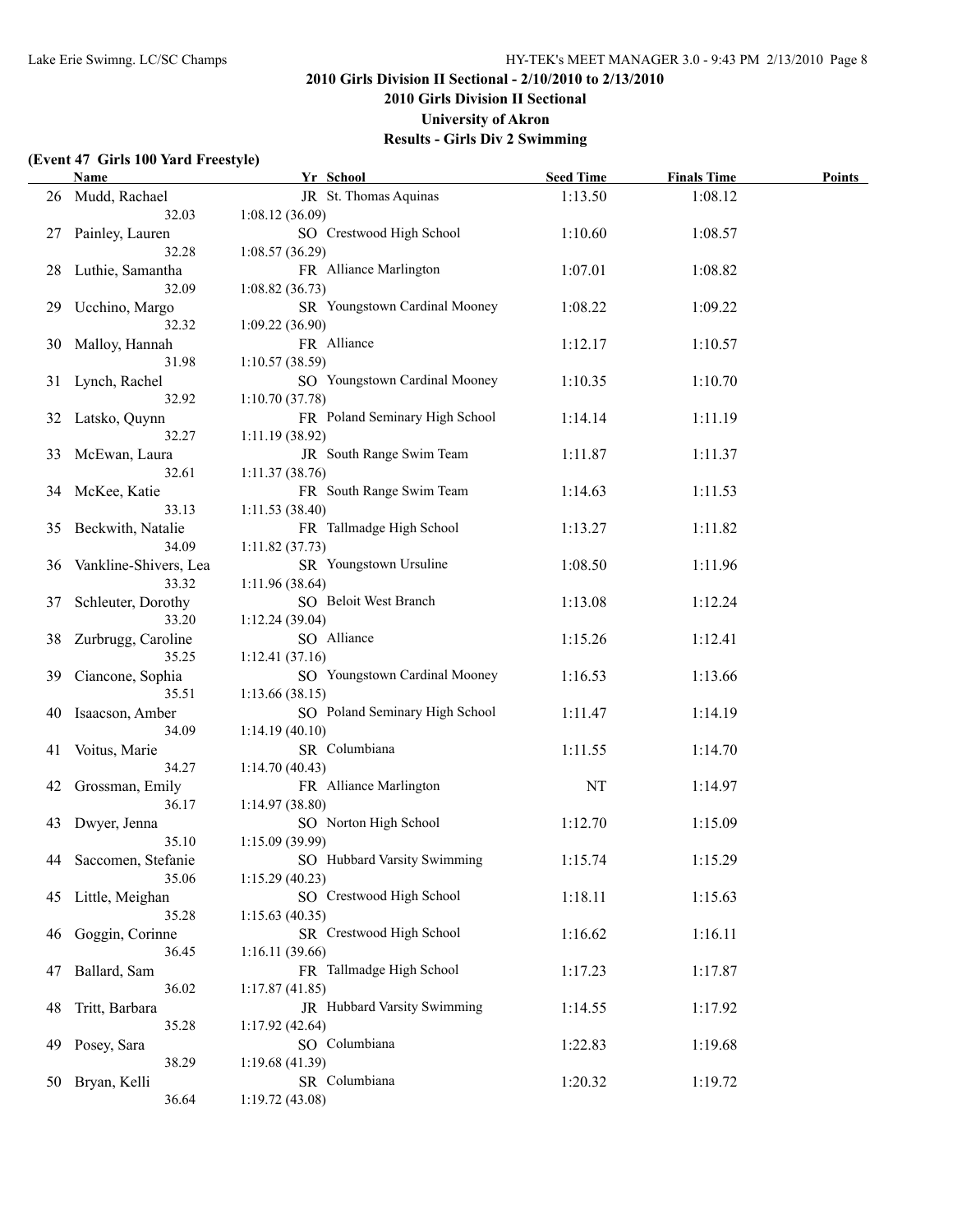## 2010 Girls Division II Sectional - 2/10/2010 to 2/13/2010

### 2010 Girls Division II Sectional

### University of Akron

### Results - Girls Div 2 Swimming

**(Event 47 Girls 100 Yard Freestyle)**

| | Name | Yr | School | Seed Time | Finals Time | Points |
|---|---|---|---|---|---|---|
| 26 | Mudd, Rachael | JR | St. Thomas Aquinas | 1:13.50 | 1:08.12 | |
| | 32.03 | 1:08.12 (36.09) | | | | |
| 27 | Painley, Lauren | SO | Crestwood High School | 1:10.60 | 1:08.57 | |
| | 32.28 | 1:08.57 (36.29) | | | | |
| 28 | Luthie, Samantha | FR | Alliance Marlington | 1:07.01 | 1:08.82 | |
| | 32.09 | 1:08.82 (36.73) | | | | |
| 29 | Ucchino, Margo | SR | Youngstown Cardinal Mooney | 1:08.22 | 1:09.22 | |
| | 32.32 | 1:09.22 (36.90) | | | | |
| 30 | Malloy, Hannah | FR | Alliance | 1:12.17 | 1:10.57 | |
| | 31.98 | 1:10.57 (38.59) | | | | |
| 31 | Lynch, Rachel | SO | Youngstown Cardinal Mooney | 1:10.35 | 1:10.70 | |
| | 32.92 | 1:10.70 (37.78) | | | | |
| 32 | Latsko, Quynn | FR | Poland Seminary High School | 1:14.14 | 1:11.19 | |
| | 32.27 | 1:11.19 (38.92) | | | | |
| 33 | McEwan, Laura | JR | South Range Swim Team | 1:11.87 | 1:11.37 | |
| | 32.61 | 1:11.37 (38.76) | | | | |
| 34 | McKee, Katie | FR | South Range Swim Team | 1:14.63 | 1:11.53 | |
| | 33.13 | 1:11.53 (38.40) | | | | |
| 35 | Beckwith, Natalie | FR | Tallmadge High School | 1:13.27 | 1:11.82 | |
| | 34.09 | 1:11.82 (37.73) | | | | |
| 36 | Vankline-Shivers, Lea | SR | Youngstown Ursuline | 1:08.50 | 1:11.96 | |
| | 33.32 | 1:11.96 (38.64) | | | | |
| 37 | Schleuter, Dorothy | SO | Beloit West Branch | 1:13.08 | 1:12.24 | |
| | 33.20 | 1:12.24 (39.04) | | | | |
| 38 | Zurbrugg, Caroline | SO | Alliance | 1:15.26 | 1:12.41 | |
| | 35.25 | 1:12.41 (37.16) | | | | |
| 39 | Ciancone, Sophia | SO | Youngstown Cardinal Mooney | 1:16.53 | 1:13.66 | |
| | 35.51 | 1:13.66 (38.15) | | | | |
| 40 | Isaacson, Amber | SO | Poland Seminary High School | 1:11.47 | 1:14.19 | |
| | 34.09 | 1:14.19 (40.10) | | | | |
| 41 | Voitus, Marie | SR | Columbiana | 1:11.55 | 1:14.70 | |
| | 34.27 | 1:14.70 (40.43) | | | | |
| 42 | Grossman, Emily | FR | Alliance Marlington | NT | 1:14.97 | |
| | 36.17 | 1:14.97 (38.80) | | | | |
| 43 | Dwyer, Jenna | SO | Norton High School | 1:12.70 | 1:15.09 | |
| | 35.10 | 1:15.09 (39.99) | | | | |
| 44 | Saccomen, Stefanie | SO | Hubbard Varsity Swimming | 1:15.74 | 1:15.29 | |
| | 35.06 | 1:15.29 (40.23) | | | | |
| 45 | Little, Meighan | SO | Crestwood High School | 1:18.11 | 1:15.63 | |
| | 35.28 | 1:15.63 (40.35) | | | | |
| 46 | Goggin, Corinne | SR | Crestwood High School | 1:16.62 | 1:16.11 | |
| | 36.45 | 1:16.11 (39.66) | | | | |
| 47 | Ballard, Sam | FR | Tallmadge High School | 1:17.23 | 1:17.87 | |
| | 36.02 | 1:17.87 (41.85) | | | | |
| 48 | Tritt, Barbara | JR | Hubbard Varsity Swimming | 1:14.55 | 1:17.92 | |
| | 35.28 | 1:17.92 (42.64) | | | | |
| 49 | Posey, Sara | SO | Columbiana | 1:22.83 | 1:19.68 | |
| | 38.29 | 1:19.68 (41.39) | | | | |
| 50 | Bryan, Kelli | SR | Columbiana | 1:20.32 | 1:19.72 | |
| | 36.64 | 1:19.72 (43.08) | | | | |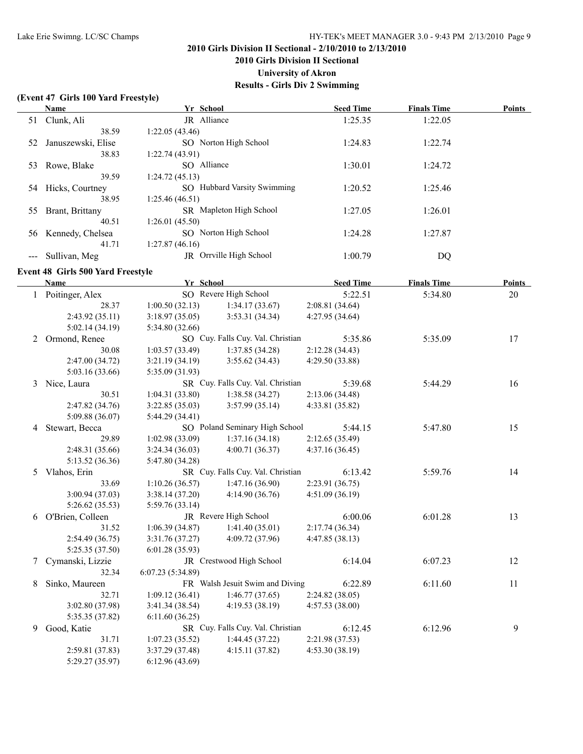# 2010 Girls Division II Sectional - 2/10/2010 to 2/13/2010

## 2010 Girls Division II Sectional

## University of Akron

## Results - Girls Div 2 Swimming

### (Event 47 Girls 100 Yard Freestyle)

| | Name | Yr | School | Seed Time | Finals Time | Points |
|---|---|---|---|---|---|---|
| 51 | Clunk, Ali | JR | Alliance | 1:25.35 | 1:22.05 | |
| | 38.59 | 1:22.05 (43.46) | | | | |
| 52 | Januszewski, Elise | SO | Norton High School | 1:24.83 | 1:22.74 | |
| | 38.83 | 1:22.74 (43.91) | | | | |
| 53 | Rowe, Blake | SO | Alliance | 1:30.01 | 1:24.72 | |
| | 39.59 | 1:24.72 (45.13) | | | | |
| 54 | Hicks, Courtney | SO | Hubbard Varsity Swimming | 1:20.52 | 1:25.46 | |
| | 38.95 | 1:25.46 (46.51) | | | | |
| 55 | Brant, Brittany | SR | Mapleton High School | 1:27.05 | 1:26.01 | |
| | 40.51 | 1:26.01 (45.50) | | | | |
| 56 | Kennedy, Chelsea | SO | Norton High School | 1:24.28 | 1:27.87 | |
| | 41.71 | 1:27.87 (46.16) | | | | |
| --- | Sullivan, Meg | JR | Orrville High School | 1:00.79 | DQ | |

### Event 48 Girls 500 Yard Freestyle

| | Name | Yr | School | Seed Time | Finals Time | Points |
|---|---|---|---|---|---|---|
| 1 | Poitinger, Alex | SO | Revere High School | 5:22.51 | 5:34.80 | 20 |
| | 28.37 | 1:00.50 (32.13) | 1:34.17 (33.67) | 2:08.81 (34.64) | | |
| | 2:43.92 (35.11) | 3:18.97 (35.05) | 3:53.31 (34.34) | 4:27.95 (34.64) | | |
| | 5:02.14 (34.19) | 5:34.80 (32.66) | | | | |
| 2 | Ormond, Renee | SO | Cuy. Falls Cuy. Val. Christian | 5:35.86 | 5:35.09 | 17 |
| | 30.08 | 1:03.57 (33.49) | 1:37.85 (34.28) | 2:12.28 (34.43) | | |
| | 2:47.00 (34.72) | 3:21.19 (34.19) | 3:55.62 (34.43) | 4:29.50 (33.88) | | |
| | 5:03.16 (33.66) | 5:35.09 (31.93) | | | | |
| 3 | Nice, Laura | SR | Cuy. Falls Cuy. Val. Christian | 5:39.68 | 5:44.29 | 16 |
| | 30.51 | 1:04.31 (33.80) | 1:38.58 (34.27) | 2:13.06 (34.48) | | |
| | 2:47.82 (34.76) | 3:22.85 (35.03) | 3:57.99 (35.14) | 4:33.81 (35.82) | | |
| | 5:09.88 (36.07) | 5:44.29 (34.41) | | | | |
| 4 | Stewart, Becca | SO | Poland Seminary High School | 5:44.15 | 5:47.80 | 15 |
| | 29.89 | 1:02.98 (33.09) | 1:37.16 (34.18) | 2:12.65 (35.49) | | |
| | 2:48.31 (35.66) | 3:24.34 (36.03) | 4:00.71 (36.37) | 4:37.16 (36.45) | | |
| | 5:13.52 (36.36) | 5:47.80 (34.28) | | | | |
| 5 | Vlahos, Erin | SR | Cuy. Falls Cuy. Val. Christian | 6:13.42 | 5:59.76 | 14 |
| | 33.69 | 1:10.26 (36.57) | 1:47.16 (36.90) | 2:23.91 (36.75) | | |
| | 3:00.94 (37.03) | 3:38.14 (37.20) | 4:14.90 (36.76) | 4:51.09 (36.19) | | |
| | 5:26.62 (35.53) | 5:59.76 (33.14) | | | | |
| 6 | O'Brien, Colleen | JR | Revere High School | 6:00.06 | 6:01.28 | 13 |
| | 31.52 | 1:06.39 (34.87) | 1:41.40 (35.01) | 2:17.74 (36.34) | | |
| | 2:54.49 (36.75) | 3:31.76 (37.27) | 4:09.72 (37.96) | 4:47.85 (38.13) | | |
| | 5:25.35 (37.50) | 6:01.28 (35.93) | | | | |
| 7 | Cymanski, Lizzie | JR | Crestwood High School | 6:14.04 | 6:07.23 | 12 |
| | 32.34 | 6:07.23 (5:34.89) | | | | |
| 8 | Sinko, Maureen | FR | Walsh Jesuit Swim and Diving | 6:22.89 | 6:11.60 | 11 |
| | 32.71 | 1:09.12 (36.41) | 1:46.77 (37.65) | 2:24.82 (38.05) | | |
| | 3:02.80 (37.98) | 3:41.34 (38.54) | 4:19.53 (38.19) | 4:57.53 (38.00) | | |
| | 5:35.35 (37.82) | 6:11.60 (36.25) | | | | |
| 9 | Good, Katie | SR | Cuy. Falls Cuy. Val. Christian | 6:12.45 | 6:12.96 | 9 |
| | 31.71 | 1:07.23 (35.52) | 1:44.45 (37.22) | 2:21.98 (37.53) | | |
| | 2:59.81 (37.83) | 3:37.29 (37.48) | 4:15.11 (37.82) | 4:53.30 (38.19) | | |
| | 5:29.27 (35.97) | 6:12.96 (43.69) | | | | |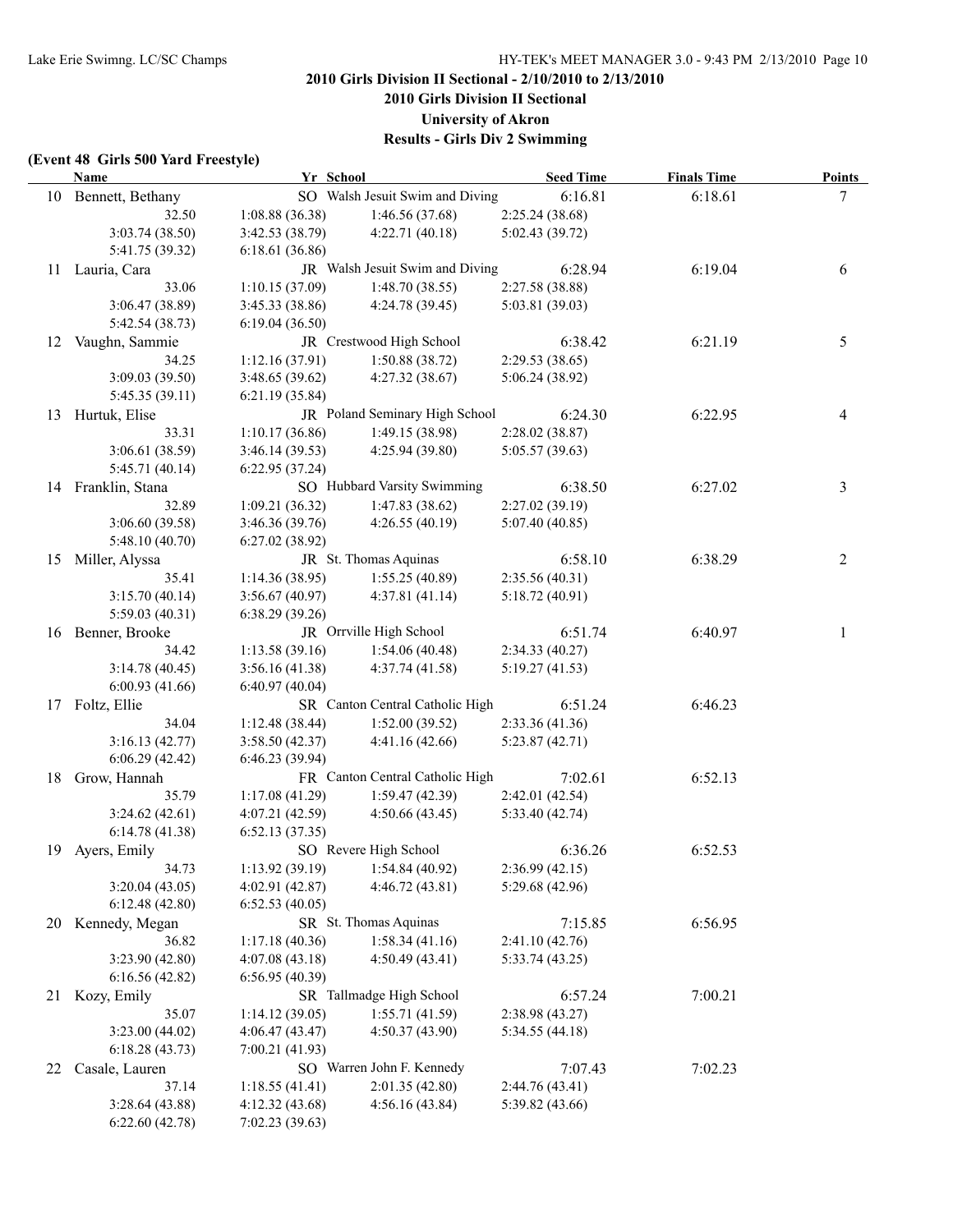## 2010 Girls Division II Sectional - 2/10/2010 to 2/13/2010

### 2010 Girls Division II Sectional

### University of Akron

### Results - Girls Div 2 Swimming

**(Event 48 Girls 500 Yard Freestyle)**

| | Name | Yr | School | Seed Time | Finals Time | Points |
|---|---|---|---|---|---|---|
| 10 | Bennett, Bethany | SO | Walsh Jesuit Swim and Diving | 6:16.81 | 6:18.61 | 7 |
| | 32.50 | 1:08.88 (36.38) | 1:46.56 (37.68) | 2:25.24 (38.68) | | |
| | 3:03.74 (38.50) | 3:42.53 (38.79) | 4:22.71 (40.18) | 5:02.43 (39.72) | | |
| | 5:41.75 (39.32) | 6:18.61 (36.86) | | | | |
| 11 | Lauria, Cara | JR | Walsh Jesuit Swim and Diving | 6:28.94 | 6:19.04 | 6 |
| | 33.06 | 1:10.15 (37.09) | 1:48.70 (38.55) | 2:27.58 (38.88) | | |
| | 3:06.47 (38.89) | 3:45.33 (38.86) | 4:24.78 (39.45) | 5:03.81 (39.03) | | |
| | 5:42.54 (38.73) | 6:19.04 (36.50) | | | | |
| 12 | Vaughn, Sammie | JR | Crestwood High School | 6:38.42 | 6:21.19 | 5 |
| | 34.25 | 1:12.16 (37.91) | 1:50.88 (38.72) | 2:29.53 (38.65) | | |
| | 3:09.03 (39.50) | 3:48.65 (39.62) | 4:27.32 (38.67) | 5:06.24 (38.92) | | |
| | 5:45.35 (39.11) | 6:21.19 (35.84) | | | | |
| 13 | Hurtuk, Elise | JR | Poland Seminary High School | 6:24.30 | 6:22.95 | 4 |
| | 33.31 | 1:10.17 (36.86) | 1:49.15 (38.98) | 2:28.02 (38.87) | | |
| | 3:06.61 (38.59) | 3:46.14 (39.53) | 4:25.94 (39.80) | 5:05.57 (39.63) | | |
| | 5:45.71 (40.14) | 6:22.95 (37.24) | | | | |
| 14 | Franklin, Stana | SO | Hubbard Varsity Swimming | 6:38.50 | 6:27.02 | 3 |
| | 32.89 | 1:09.21 (36.32) | 1:47.83 (38.62) | 2:27.02 (39.19) | | |
| | 3:06.60 (39.58) | 3:46.36 (39.76) | 4:26.55 (40.19) | 5:07.40 (40.85) | | |
| | 5:48.10 (40.70) | 6:27.02 (38.92) | | | | |
| 15 | Miller, Alyssa | JR | St. Thomas Aquinas | 6:58.10 | 6:38.29 | 2 |
| | 35.41 | 1:14.36 (38.95) | 1:55.25 (40.89) | 2:35.56 (40.31) | | |
| | 3:15.70 (40.14) | 3:56.67 (40.97) | 4:37.81 (41.14) | 5:18.72 (40.91) | | |
| | 5:59.03 (40.31) | 6:38.29 (39.26) | | | | |
| 16 | Benner, Brooke | JR | Orrville High School | 6:51.74 | 6:40.97 | 1 |
| | 34.42 | 1:13.58 (39.16) | 1:54.06 (40.48) | 2:34.33 (40.27) | | |
| | 3:14.78 (40.45) | 3:56.16 (41.38) | 4:37.74 (41.58) | 5:19.27 (41.53) | | |
| | 6:00.93 (41.66) | 6:40.97 (40.04) | | | | |
| 17 | Foltz, Ellie | SR | Canton Central Catholic High | 6:51.24 | 6:46.23 | |
| | 34.04 | 1:12.48 (38.44) | 1:52.00 (39.52) | 2:33.36 (41.36) | | |
| | 3:16.13 (42.77) | 3:58.50 (42.37) | 4:41.16 (42.66) | 5:23.87 (42.71) | | |
| | 6:06.29 (42.42) | 6:46.23 (39.94) | | | | |
| 18 | Grow, Hannah | FR | Canton Central Catholic High | 7:02.61 | 6:52.13 | |
| | 35.79 | 1:17.08 (41.29) | 1:59.47 (42.39) | 2:42.01 (42.54) | | |
| | 3:24.62 (42.61) | 4:07.21 (42.59) | 4:50.66 (43.45) | 5:33.40 (42.74) | | |
| | 6:14.78 (41.38) | 6:52.13 (37.35) | | | | |
| 19 | Ayers, Emily | SO | Revere High School | 6:36.26 | 6:52.53 | |
| | 34.73 | 1:13.92 (39.19) | 1:54.84 (40.92) | 2:36.99 (42.15) | | |
| | 3:20.04 (43.05) | 4:02.91 (42.87) | 4:46.72 (43.81) | 5:29.68 (42.96) | | |
| | 6:12.48 (42.80) | 6:52.53 (40.05) | | | | |
| 20 | Kennedy, Megan | SR | St. Thomas Aquinas | 7:15.85 | 6:56.95 | |
| | 36.82 | 1:17.18 (40.36) | 1:58.34 (41.16) | 2:41.10 (42.76) | | |
| | 3:23.90 (42.80) | 4:07.08 (43.18) | 4:50.49 (43.41) | 5:33.74 (43.25) | | |
| | 6:16.56 (42.82) | 6:56.95 (40.39) | | | | |
| 21 | Kozy, Emily | SR | Tallmadge High School | 6:57.24 | 7:00.21 | |
| | 35.07 | 1:14.12 (39.05) | 1:55.71 (41.59) | 2:38.98 (43.27) | | |
| | 3:23.00 (44.02) | 4:06.47 (43.47) | 4:50.37 (43.90) | 5:34.55 (44.18) | | |
| | 6:18.28 (43.73) | 7:00.21 (41.93) | | | | |
| 22 | Casale, Lauren | SO | Warren John F. Kennedy | 7:07.43 | 7:02.23 | |
| | 37.14 | 1:18.55 (41.41) | 2:01.35 (42.80) | 2:44.76 (43.41) | | |
| | 3:28.64 (43.88) | 4:12.32 (43.68) | 4:56.16 (43.84) | 5:39.82 (43.66) | | |
| | 6:22.60 (42.78) | 7:02.23 (39.63) | | | | |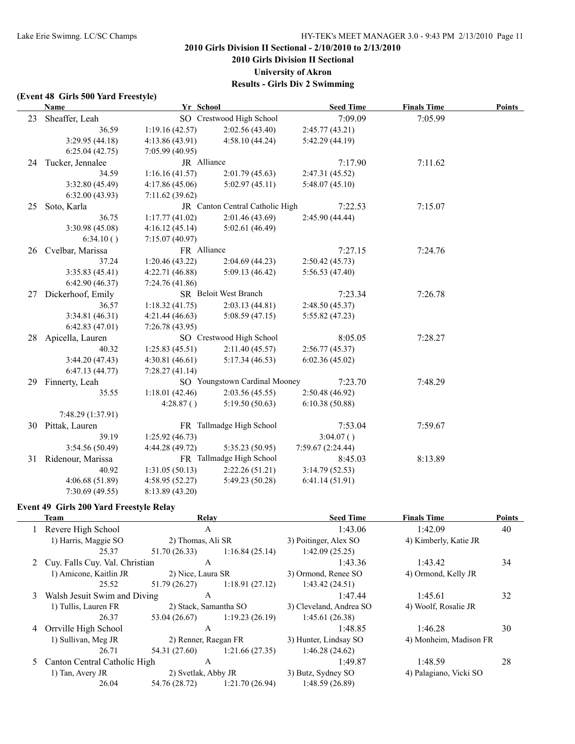## 2010 Girls Division II Sectional - 2/10/2010 to 2/13/2010

## 2010 Girls Division II Sectional

## University of Akron

## Results - Girls Div 2 Swimming

### (Event 48 Girls 500 Yard Freestyle)

| | Name | Yr | School | Seed Time | Finals Time | Points |
|---|---|---|---|---|---|---|
| 23 | Sheaffer, Leah | SO | Crestwood High School | 7:09.09 | 7:05.99 | |
| | 36.59 | 1:19.16 (42.57) | 2:02.56 (43.40) | 2:45.77 (43.21) | | |
| | 3:29.95 (44.18) | 4:13.86 (43.91) | 4:58.10 (44.24) | 5:42.29 (44.19) | | |
| | 6:25.04 (42.75) | 7:05.99 (40.95) | | | | |
| 24 | Tucker, Jennalee | JR | Alliance | 7:17.90 | 7:11.62 | |
| | 34.59 | 1:16.16 (41.57) | 2:01.79 (45.63) | 2:47.31 (45.52) | | |
| | 3:32.80 (45.49) | 4:17.86 (45.06) | 5:02.97 (45.11) | 5:48.07 (45.10) | | |
| | 6:32.00 (43.93) | 7:11.62 (39.62) | | | | |
| 25 | Soto, Karla | JR | Canton Central Catholic High | 7:22.53 | 7:15.07 | |
| | 36.75 | 1:17.77 (41.02) | 2:01.46 (43.69) | 2:45.90 (44.44) | | |
| | 3:30.98 (45.08) | 4:16.12 (45.14) | 5:02.61 (46.49) | | | |
| | 6:34.10 ( ) | 7:15.07 (40.97) | | | | |
| 26 | Cvelbar, Marissa | FR | Alliance | 7:27.15 | 7:24.76 | |
| | 37.24 | 1:20.46 (43.22) | 2:04.69 (44.23) | 2:50.42 (45.73) | | |
| | 3:35.83 (45.41) | 4:22.71 (46.88) | 5:09.13 (46.42) | 5:56.53 (47.40) | | |
| | 6:42.90 (46.37) | 7:24.76 (41.86) | | | | |
| 27 | Dickerhoof, Emily | SR | Beloit West Branch | 7:23.34 | 7:26.78 | |
| | 36.57 | 1:18.32 (41.75) | 2:03.13 (44.81) | 2:48.50 (45.37) | | |
| | 3:34.81 (46.31) | 4:21.44 (46.63) | 5:08.59 (47.15) | 5:55.82 (47.23) | | |
| | 6:42.83 (47.01) | 7:26.78 (43.95) | | | | |
| 28 | Apicella, Lauren | SO | Crestwood High School | 8:05.05 | 7:28.27 | |
| | 40.32 | 1:25.83 (45.51) | 2:11.40 (45.57) | 2:56.77 (45.37) | | |
| | 3:44.20 (47.43) | 4:30.81 (46.61) | 5:17.34 (46.53) | 6:02.36 (45.02) | | |
| | 6:47.13 (44.77) | 7:28.27 (41.14) | | | | |
| 29 | Finnerty, Leah | SO | Youngstown Cardinal Mooney | 7:23.70 | 7:48.29 | |
| | 35.55 | 1:18.01 (42.46) | 2:03.56 (45.55) | 2:50.48 (46.92) | | |
| | | 4:28.87 ( ) | 5:19.50 (50.63) | 6:10.38 (50.88) | | |
| | 7:48.29 (1:37.91) | | | | | |
| 30 | Pittak, Lauren | FR | Tallmadge High School | 7:53.04 | 7:59.67 | |
| | 39.19 | 1:25.92 (46.73) | | 3:04.07 ( ) | | |
| | 3:54.56 (50.49) | 4:44.28 (49.72) | 5:35.23 (50.95) | 7:59.67 (2:24.44) | | |
| 31 | Ridenour, Marissa | FR | Tallmadge High School | 8:45.03 | 8:13.89 | |
| | 40.92 | 1:31.05 (50.13) | 2:22.26 (51.21) | 3:14.79 (52.53) | | |
| | 4:06.68 (51.89) | 4:58.95 (52.27) | 5:49.23 (50.28) | 6:41.14 (51.91) | | |
| | 7:30.69 (49.55) | 8:13.89 (43.20) | | | | |

### Event 49 Girls 200 Yard Freestyle Relay

| | Team | Relay | | Seed Time | Finals Time | Points |
|---|---|---|---|---|---|---|
| 1 | Revere High School | A | | 1:43.06 | 1:42.09 | 40 |
| | 1) Harris, Maggie SO | 2) Thomas, Ali SR | | 3) Poitinger, Alex SO | 4) Kimberly, Katie JR | |
| | 25.37 | 51.70 (26.33) | 1:16.84 (25.14) | 1:42.09 (25.25) | | |
| 2 | Cuy. Falls Cuy. Val. Christian | A | | 1:43.36 | 1:43.42 | 34 |
| | 1) Amicone, Kaitlin JR | 2) Nice, Laura SR | | 3) Ormond, Renee SO | 4) Ormond, Kelly JR | |
| | 25.52 | 51.79 (26.27) | 1:18.91 (27.12) | 1:43.42 (24.51) | | |
| 3 | Walsh Jesuit Swim and Diving | A | | 1:47.44 | 1:45.61 | 32 |
| | 1) Tullis, Lauren FR | 2) Stack, Samantha SO | | 3) Cleveland, Andrea SO | 4) Woolf, Rosalie JR | |
| | 26.37 | 53.04 (26.67) | 1:19.23 (26.19) | 1:45.61 (26.38) | | |
| 4 | Orrville High School | A | | 1:48.85 | 1:46.28 | 30 |
| | 1) Sullivan, Meg JR | 2) Renner, Raegan FR | | 3) Hunter, Lindsay SO | 4) Monheim, Madison FR | |
| | 26.71 | 54.31 (27.60) | 1:21.66 (27.35) | 1:46.28 (24.62) | | |
| 5 | Canton Central Catholic High | A | | 1:49.87 | 1:48.59 | 28 |
| | 1) Tan, Avery JR | 2) Svetlak, Abby JR | | 3) Butz, Sydney SO | 4) Palagiano, Vicki SO | |
| | 26.04 | 54.76 (28.72) | 1:21.70 (26.94) | 1:48.59 (26.89) | | |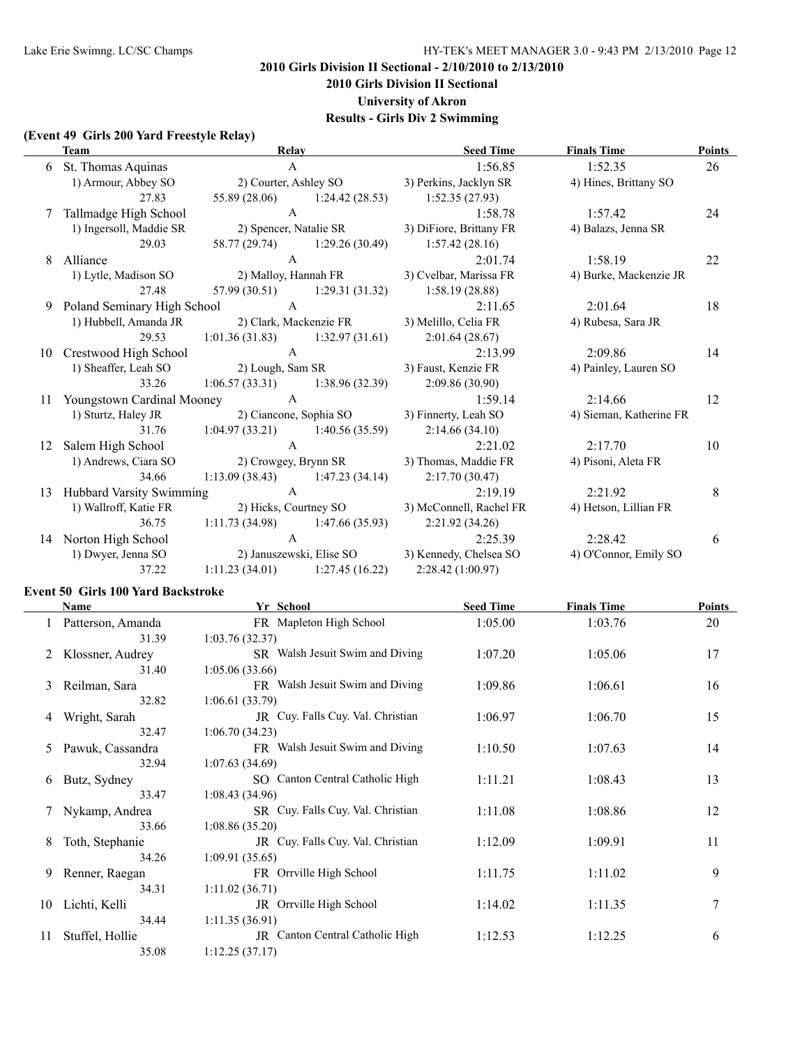## 2010 Girls Division II Sectional - 2/10/2010 to 2/13/2010

### 2010 Girls Division II Sectional

### University of Akron

### Results - Girls Div 2 Swimming

#### (Event 49 Girls 200 Yard Freestyle Relay)

| | Team | Relay | | Seed Time | Finals Time | Points |
|---|---|---|---|---|---|---|
| 6 | St. Thomas Aquinas | A | | 1:56.85 | 1:52.35 | 26 |
| | 1) Armour, Abbey SO | 2) Courter, Ashley SO | | 3) Perkins, Jacklyn SR | 4) Hines, Brittany SO | |
| | 27.83 | 55.89 (28.06) | 1:24.42 (28.53) | 1:52.35 (27.93) | | |
| 7 | Tallmadge High School | A | | 1:58.78 | 1:57.42 | 24 |
| | 1) Ingersoll, Maddie SR | 2) Spencer, Natalie SR | | 3) DiFiore, Brittany FR | 4) Balazs, Jenna SR | |
| | 29.03 | 58.77 (29.74) | 1:29.26 (30.49) | 1:57.42 (28.16) | | |
| 8 | Alliance | A | | 2:01.74 | 1:58.19 | 22 |
| | 1) Lytle, Madison SO | 2) Malloy, Hannah FR | | 3) Cvelbar, Marissa FR | 4) Burke, Mackenzie JR | |
| | 27.48 | 57.99 (30.51) | 1:29.31 (31.32) | 1:58.19 (28.88) | | |
| 9 | Poland Seminary High School | A | | 2:11.65 | 2:01.64 | 18 |
| | 1) Hubbell, Amanda JR | 2) Clark, Mackenzie FR | | 3) Melillo, Celia FR | 4) Rubesa, Sara JR | |
| | 29.53 | 1:01.36 (31.83) | 1:32.97 (31.61) | 2:01.64 (28.67) | | |
| 10 | Crestwood High School | A | | 2:13.99 | 2:09.86 | 14 |
| | 1) Sheaffer, Leah SO | 2) Lough, Sam SR | | 3) Faust, Kenzie FR | 4) Painley, Lauren SO | |
| | 33.26 | 1:06.57 (33.31) | 1:38.96 (32.39) | 2:09.86 (30.90) | | |
| 11 | Youngstown Cardinal Mooney | A | | 1:59.14 | 2:14.66 | 12 |
| | 1) Sturtz, Haley JR | 2) Ciancone, Sophia SO | | 3) Finnerty, Leah SO | 4) Sieman, Katherine FR | |
| | 31.76 | 1:04.97 (33.21) | 1:40.56 (35.59) | 2:14.66 (34.10) | | |
| 12 | Salem High School | A | | 2:21.02 | 2:17.70 | 10 |
| | 1) Andrews, Ciara SO | 2) Crowgey, Brynn SR | | 3) Thomas, Maddie FR | 4) Pisoni, Aleta FR | |
| | 34.66 | 1:13.09 (38.43) | 1:47.23 (34.14) | 2:17.70 (30.47) | | |
| 13 | Hubbard Varsity Swimming | A | | 2:19.19 | 2:21.92 | 8 |
| | 1) Wallroff, Katie FR | 2) Hicks, Courtney SO | | 3) McConnell, Rachel FR | 4) Hetson, Lillian FR | |
| | 36.75 | 1:11.73 (34.98) | 1:47.66 (35.93) | 2:21.92 (34.26) | | |
| 14 | Norton High School | A | | 2:25.39 | 2:28.42 | 6 |
| | 1) Dwyer, Jenna SO | 2) Januszewski, Elise SO | | 3) Kennedy, Chelsea SO | 4) O'Connor, Emily SO | |
| | 37.22 | 1:11.23 (34.01) | 1:27.45 (16.22) | 2:28.42 (1:00.97) | | |

#### Event 50 Girls 100 Yard Backstroke

| | Name | Yr | School | Seed Time | Finals Time | Points |
|---|---|---|---|---|---|---|
| 1 | Patterson, Amanda | FR | Mapleton High School | 1:05.00 | 1:03.76 | 20 |
| | 31.39 | 1:03.76 (32.37) | | | | |
| 2 | Klossner, Audrey | SR | Walsh Jesuit Swim and Diving | 1:07.20 | 1:05.06 | 17 |
| | 31.40 | 1:05.06 (33.66) | | | | |
| 3 | Reilman, Sara | FR | Walsh Jesuit Swim and Diving | 1:09.86 | 1:06.61 | 16 |
| | 32.82 | 1:06.61 (33.79) | | | | |
| 4 | Wright, Sarah | JR | Cuy. Falls Cuy. Val. Christian | 1:06.97 | 1:06.70 | 15 |
| | 32.47 | 1:06.70 (34.23) | | | | |
| 5 | Pawuk, Cassandra | FR | Walsh Jesuit Swim and Diving | 1:10.50 | 1:07.63 | 14 |
| | 32.94 | 1:07.63 (34.69) | | | | |
| 6 | Butz, Sydney | SO | Canton Central Catholic High | 1:11.21 | 1:08.43 | 13 |
| | 33.47 | 1:08.43 (34.96) | | | | |
| 7 | Nykamp, Andrea | SR | Cuy. Falls Cuy. Val. Christian | 1:11.08 | 1:08.86 | 12 |
| | 33.66 | 1:08.86 (35.20) | | | | |
| 8 | Toth, Stephanie | JR | Cuy. Falls Cuy. Val. Christian | 1:12.09 | 1:09.91 | 11 |
| | 34.26 | 1:09.91 (35.65) | | | | |
| 9 | Renner, Raegan | FR | Orrville High School | 1:11.75 | 1:11.02 | 9 |
| | 34.31 | 1:11.02 (36.71) | | | | |
| 10 | Lichti, Kelli | JR | Orrville High School | 1:14.02 | 1:11.35 | 7 |
| | 34.44 | 1:11.35 (36.91) | | | | |
| 11 | Stuffel, Hollie | JR | Canton Central Catholic High | 1:12.53 | 1:12.25 | 6 |
| | 35.08 | 1:12.25 (37.17) | | | | |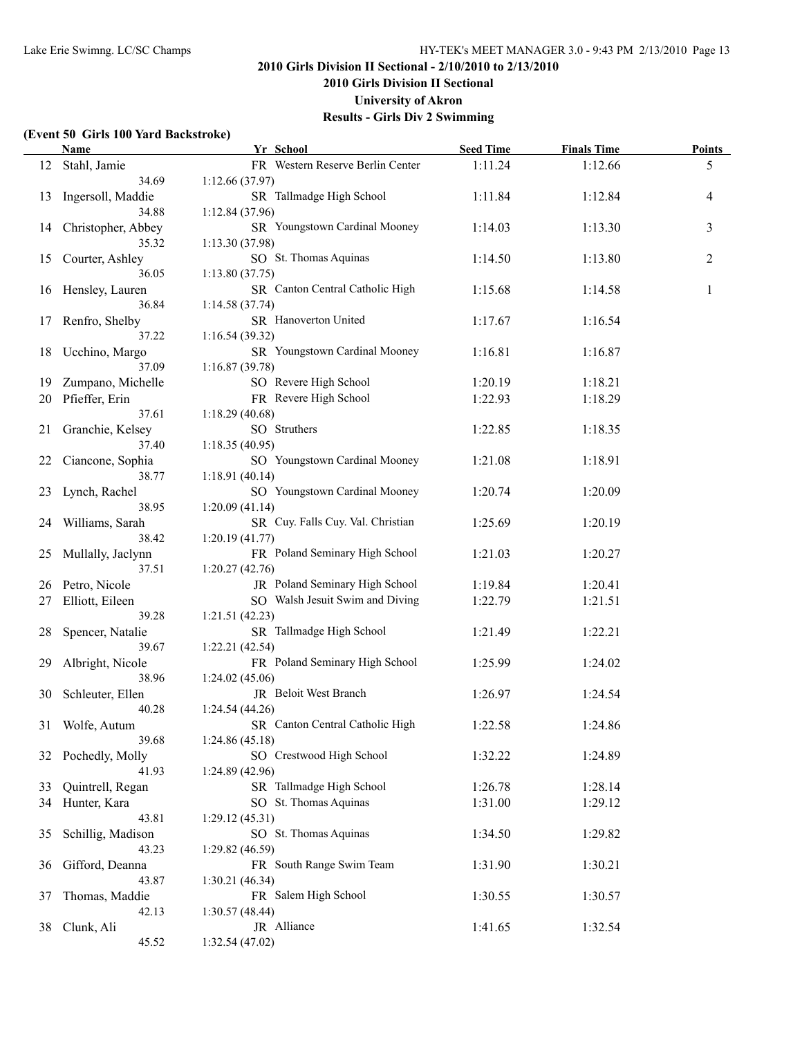## 2010 Girls Division II Sectional - 2/10/2010 to 2/13/2010

## 2010 Girls Division II Sectional

## University of Akron

## Results - Girls Div 2 Swimming

**(Event 50 Girls 100 Yard Backstroke)**

| | Name | Yr | School | Seed Time | Finals Time | Points |
|---|---|---|---|---|---|---|
| 12 | Stahl, Jamie | FR | Western Reserve Berlin Center | 1:11.24 | 1:12.66 | 5 |
| | 34.69 | 1:12.66 (37.97) | | | | |
| 13 | Ingersoll, Maddie | SR | Tallmadge High School | 1:11.84 | 1:12.84 | 4 |
| | 34.88 | 1:12.84 (37.96) | | | | |
| 14 | Christopher, Abbey | SR | Youngstown Cardinal Mooney | 1:14.03 | 1:13.30 | 3 |
| | 35.32 | 1:13.30 (37.98) | | | | |
| 15 | Courter, Ashley | SO | St. Thomas Aquinas | 1:14.50 | 1:13.80 | 2 |
| | 36.05 | 1:13.80 (37.75) | | | | |
| 16 | Hensley, Lauren | SR | Canton Central Catholic High | 1:15.68 | 1:14.58 | 1 |
| | 36.84 | 1:14.58 (37.74) | | | | |
| 17 | Renfro, Shelby | SR | Hanoverton United | 1:17.67 | 1:16.54 | |
| | 37.22 | 1:16.54 (39.32) | | | | |
| 18 | Ucchino, Margo | SR | Youngstown Cardinal Mooney | 1:16.81 | 1:16.87 | |
| | 37.09 | 1:16.87 (39.78) | | | | |
| 19 | Zumpano, Michelle | SO | Revere High School | 1:20.19 | 1:18.21 | |
| 20 | Pfieffer, Erin | FR | Revere High School | 1:22.93 | 1:18.29 | |
| | 37.61 | 1:18.29 (40.68) | | | | |
| 21 | Granchie, Kelsey | SO | Struthers | 1:22.85 | 1:18.35 | |
| | 37.40 | 1:18.35 (40.95) | | | | |
| 22 | Ciancone, Sophia | SO | Youngstown Cardinal Mooney | 1:21.08 | 1:18.91 | |
| | 38.77 | 1:18.91 (40.14) | | | | |
| 23 | Lynch, Rachel | SO | Youngstown Cardinal Mooney | 1:20.74 | 1:20.09 | |
| | 38.95 | 1:20.09 (41.14) | | | | |
| 24 | Williams, Sarah | SR | Cuy. Falls Cuy. Val. Christian | 1:25.69 | 1:20.19 | |
| | 38.42 | 1:20.19 (41.77) | | | | |
| 25 | Mullally, Jaclynn | FR | Poland Seminary High School | 1:21.03 | 1:20.27 | |
| | 37.51 | 1:20.27 (42.76) | | | | |
| 26 | Petro, Nicole | JR | Poland Seminary High School | 1:19.84 | 1:20.41 | |
| 27 | Elliott, Eileen | SO | Walsh Jesuit Swim and Diving | 1:22.79 | 1:21.51 | |
| | 39.28 | 1:21.51 (42.23) | | | | |
| 28 | Spencer, Natalie | SR | Tallmadge High School | 1:21.49 | 1:22.21 | |
| | 39.67 | 1:22.21 (42.54) | | | | |
| 29 | Albright, Nicole | FR | Poland Seminary High School | 1:25.99 | 1:24.02 | |
| | 38.96 | 1:24.02 (45.06) | | | | |
| 30 | Schleuter, Ellen | JR | Beloit West Branch | 1:26.97 | 1:24.54 | |
| | 40.28 | 1:24.54 (44.26) | | | | |
| 31 | Wolfe, Autum | SR | Canton Central Catholic High | 1:22.58 | 1:24.86 | |
| | 39.68 | 1:24.86 (45.18) | | | | |
| 32 | Pochedly, Molly | SO | Crestwood High School | 1:32.22 | 1:24.89 | |
| | 41.93 | 1:24.89 (42.96) | | | | |
| 33 | Quintrell, Regan | SR | Tallmadge High School | 1:26.78 | 1:28.14 | |
| 34 | Hunter, Kara | SO | St. Thomas Aquinas | 1:31.00 | 1:29.12 | |
| | 43.81 | 1:29.12 (45.31) | | | | |
| 35 | Schillig, Madison | SO | St. Thomas Aquinas | 1:34.50 | 1:29.82 | |
| | 43.23 | 1:29.82 (46.59) | | | | |
| 36 | Gifford, Deanna | FR | South Range Swim Team | 1:31.90 | 1:30.21 | |
| | 43.87 | 1:30.21 (46.34) | | | | |
| 37 | Thomas, Maddie | FR | Salem High School | 1:30.55 | 1:30.57 | |
| | 42.13 | 1:30.57 (48.44) | | | | |
| 38 | Clunk, Ali | JR | Alliance | 1:41.65 | 1:32.54 | |
| | 45.52 | 1:32.54 (47.02) | | | | |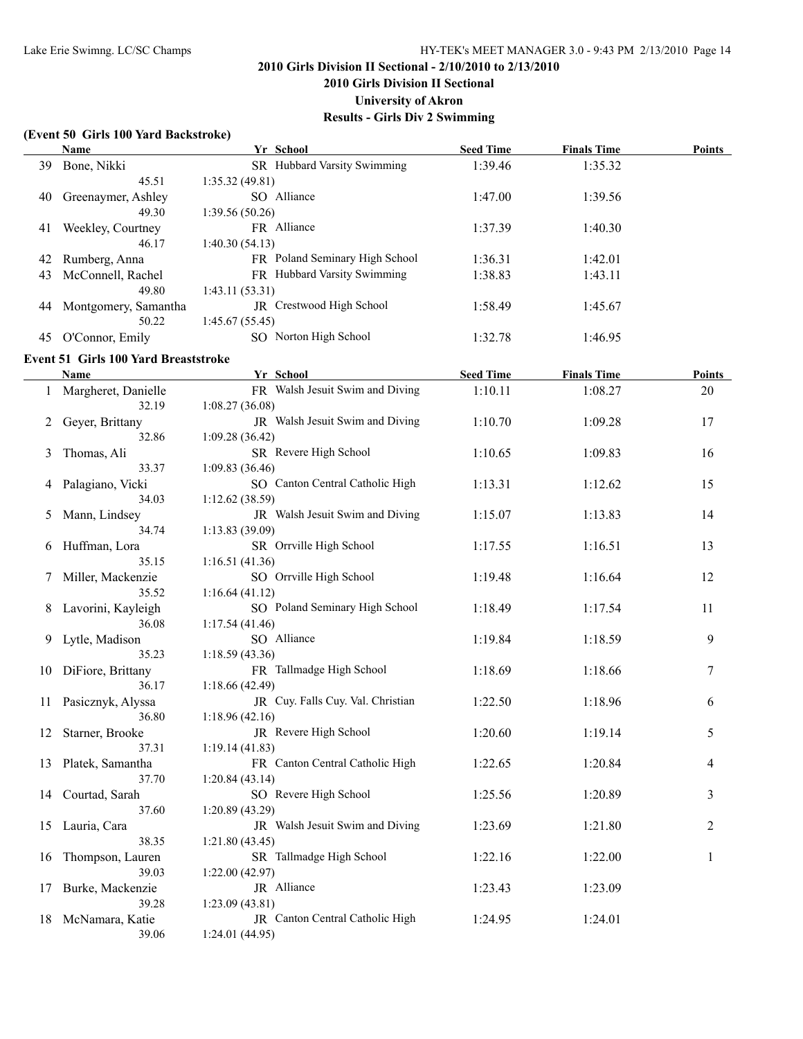## 2010 Girls Division II Sectional - 2/10/2010 to 2/13/2010

### 2010 Girls Division II Sectional
### University of Akron
### Results - Girls Div 2 Swimming

**(Event 50 Girls 100 Yard Backstroke)**

| | Name | Yr | School | Seed Time | Finals Time | Points |
|---|---|---|---|---|---|---|
| 39 | Bone, Nikki | SR | Hubbard Varsity Swimming | 1:39.46 | 1:35.32 | |
| | 45.51 | 1:35.32 (49.81) | | | | |
| 40 | Greenaymer, Ashley | SO | Alliance | 1:47.00 | 1:39.56 | |
| | 49.30 | 1:39.56 (50.26) | | | | |
| 41 | Weekley, Courtney | FR | Alliance | 1:37.39 | 1:40.30 | |
| | 46.17 | 1:40.30 (54.13) | | | | |
| 42 | Rumberg, Anna | FR | Poland Seminary High School | 1:36.31 | 1:42.01 | |
| 43 | McConnell, Rachel | FR | Hubbard Varsity Swimming | 1:38.83 | 1:43.11 | |
| | 49.80 | 1:43.11 (53.31) | | | | |
| 44 | Montgomery, Samantha | JR | Crestwood High School | 1:58.49 | 1:45.67 | |
| | 50.22 | 1:45.67 (55.45) | | | | |
| 45 | O'Connor, Emily | SO | Norton High School | 1:32.78 | 1:46.95 | |

**Event 51 Girls 100 Yard Breaststroke**

| | Name | Yr | School | Seed Time | Finals Time | Points |
|---|---|---|---|---|---|---|
| 1 | Margheret, Danielle | FR | Walsh Jesuit Swim and Diving | 1:10.11 | 1:08.27 | 20 |
| | 32.19 | 1:08.27 (36.08) | | | | |
| 2 | Geyer, Brittany | JR | Walsh Jesuit Swim and Diving | 1:10.70 | 1:09.28 | 17 |
| | 32.86 | 1:09.28 (36.42) | | | | |
| 3 | Thomas, Ali | SR | Revere High School | 1:10.65 | 1:09.83 | 16 |
| | 33.37 | 1:09.83 (36.46) | | | | |
| 4 | Palagiano, Vicki | SO | Canton Central Catholic High | 1:13.31 | 1:12.62 | 15 |
| | 34.03 | 1:12.62 (38.59) | | | | |
| 5 | Mann, Lindsey | JR | Walsh Jesuit Swim and Diving | 1:15.07 | 1:13.83 | 14 |
| | 34.74 | 1:13.83 (39.09) | | | | |
| 6 | Huffman, Lora | SR | Orrville High School | 1:17.55 | 1:16.51 | 13 |
| | 35.15 | 1:16.51 (41.36) | | | | |
| 7 | Miller, Mackenzie | SO | Orrville High School | 1:19.48 | 1:16.64 | 12 |
| | 35.52 | 1:16.64 (41.12) | | | | |
| 8 | Lavorini, Kayleigh | SO | Poland Seminary High School | 1:18.49 | 1:17.54 | 11 |
| | 36.08 | 1:17.54 (41.46) | | | | |
| 9 | Lytle, Madison | SO | Alliance | 1:19.84 | 1:18.59 | 9 |
| | 35.23 | 1:18.59 (43.36) | | | | |
| 10 | DiFiore, Brittany | FR | Tallmadge High School | 1:18.69 | 1:18.66 | 7 |
| | 36.17 | 1:18.66 (42.49) | | | | |
| 11 | Pasicznyk, Alyssa | JR | Cuy. Falls Cuy. Val. Christian | 1:22.50 | 1:18.96 | 6 |
| | 36.80 | 1:18.96 (42.16) | | | | |
| 12 | Starner, Brooke | JR | Revere High School | 1:20.60 | 1:19.14 | 5 |
| | 37.31 | 1:19.14 (41.83) | | | | |
| 13 | Platek, Samantha | FR | Canton Central Catholic High | 1:22.65 | 1:20.84 | 4 |
| | 37.70 | 1:20.84 (43.14) | | | | |
| 14 | Courtad, Sarah | SO | Revere High School | 1:25.56 | 1:20.89 | 3 |
| | 37.60 | 1:20.89 (43.29) | | | | |
| 15 | Lauria, Cara | JR | Walsh Jesuit Swim and Diving | 1:23.69 | 1:21.80 | 2 |
| | 38.35 | 1:21.80 (43.45) | | | | |
| 16 | Thompson, Lauren | SR | Tallmadge High School | 1:22.16 | 1:22.00 | 1 |
| | 39.03 | 1:22.00 (42.97) | | | | |
| 17 | Burke, Mackenzie | JR | Alliance | 1:23.43 | 1:23.09 | |
| | 39.28 | 1:23.09 (43.81) | | | | |
| 18 | McNamara, Katie | JR | Canton Central Catholic High | 1:24.95 | 1:24.01 | |
| | 39.06 | 1:24.01 (44.95) | | | | |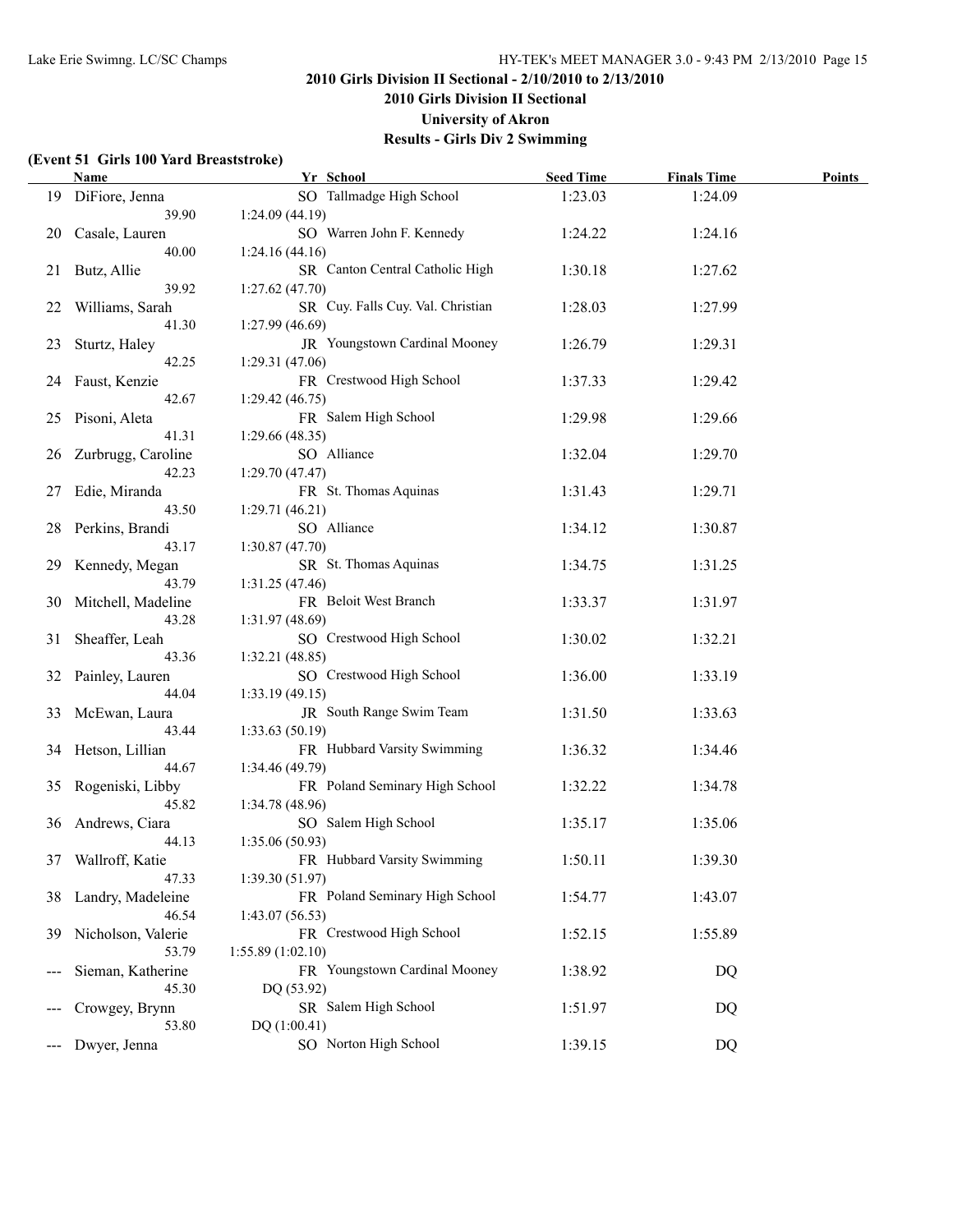## 2010 Girls Division II Sectional - 2/10/2010 to 2/13/2010

## 2010 Girls Division II Sectional

## University of Akron

## Results - Girls Div 2 Swimming

### (Event 51 Girls 100 Yard Breaststroke)

| | Name | Yr | School | Seed Time | Finals Time | Points |
|---|---|---|---|---|---|---|
| 19 | DiFiore, Jenna | SO | Tallmadge High School | 1:23.03 | 1:24.09 | |
| | 39.90 | | 1:24.09 (44.19) | | | |
| 20 | Casale, Lauren | SO | Warren John F. Kennedy | 1:24.22 | 1:24.16 | |
| | 40.00 | | 1:24.16 (44.16) | | | |
| 21 | Butz, Allie | SR | Canton Central Catholic High | 1:30.18 | 1:27.62 | |
| | 39.92 | | 1:27.62 (47.70) | | | |
| 22 | Williams, Sarah | SR | Cuy. Falls Cuy. Val. Christian | 1:28.03 | 1:27.99 | |
| | 41.30 | | 1:27.99 (46.69) | | | |
| 23 | Sturtz, Haley | JR | Youngstown Cardinal Mooney | 1:26.79 | 1:29.31 | |
| | 42.25 | | 1:29.31 (47.06) | | | |
| 24 | Faust, Kenzie | FR | Crestwood High School | 1:37.33 | 1:29.42 | |
| | 42.67 | | 1:29.42 (46.75) | | | |
| 25 | Pisoni, Aleta | FR | Salem High School | 1:29.98 | 1:29.66 | |
| | 41.31 | | 1:29.66 (48.35) | | | |
| 26 | Zurbrugg, Caroline | SO | Alliance | 1:32.04 | 1:29.70 | |
| | 42.23 | | 1:29.70 (47.47) | | | |
| 27 | Edie, Miranda | FR | St. Thomas Aquinas | 1:31.43 | 1:29.71 | |
| | 43.50 | | 1:29.71 (46.21) | | | |
| 28 | Perkins, Brandi | SO | Alliance | 1:34.12 | 1:30.87 | |
| | 43.17 | | 1:30.87 (47.70) | | | |
| 29 | Kennedy, Megan | SR | St. Thomas Aquinas | 1:34.75 | 1:31.25 | |
| | 43.79 | | 1:31.25 (47.46) | | | |
| 30 | Mitchell, Madeline | FR | Beloit West Branch | 1:33.37 | 1:31.97 | |
| | 43.28 | | 1:31.97 (48.69) | | | |
| 31 | Sheaffer, Leah | SO | Crestwood High School | 1:30.02 | 1:32.21 | |
| | 43.36 | | 1:32.21 (48.85) | | | |
| 32 | Painley, Lauren | SO | Crestwood High School | 1:36.00 | 1:33.19 | |
| | 44.04 | | 1:33.19 (49.15) | | | |
| 33 | McEwan, Laura | JR | South Range Swim Team | 1:31.50 | 1:33.63 | |
| | 43.44 | | 1:33.63 (50.19) | | | |
| 34 | Hetson, Lillian | FR | Hubbard Varsity Swimming | 1:36.32 | 1:34.46 | |
| | 44.67 | | 1:34.46 (49.79) | | | |
| 35 | Rogeniski, Libby | FR | Poland Seminary High School | 1:32.22 | 1:34.78 | |
| | 45.82 | | 1:34.78 (48.96) | | | |
| 36 | Andrews, Ciara | SO | Salem High School | 1:35.17 | 1:35.06 | |
| | 44.13 | | 1:35.06 (50.93) | | | |
| 37 | Wallroff, Katie | FR | Hubbard Varsity Swimming | 1:50.11 | 1:39.30 | |
| | 47.33 | | 1:39.30 (51.97) | | | |
| 38 | Landry, Madeleine | FR | Poland Seminary High School | 1:54.77 | 1:43.07 | |
| | 46.54 | | 1:43.07 (56.53) | | | |
| 39 | Nicholson, Valerie | FR | Crestwood High School | 1:52.15 | 1:55.89 | |
| | 53.79 | | 1:55.89 (1:02.10) | | | |
| --- | Sieman, Katherine | FR | Youngstown Cardinal Mooney | 1:38.92 | DQ | |
| | 45.30 | | DQ (53.92) | | | |
| --- | Crowgey, Brynn | SR | Salem High School | 1:51.97 | DQ | |
| | 53.80 | | DQ (1:00.41) | | | |
| --- | Dwyer, Jenna | SO | Norton High School | 1:39.15 | DQ | |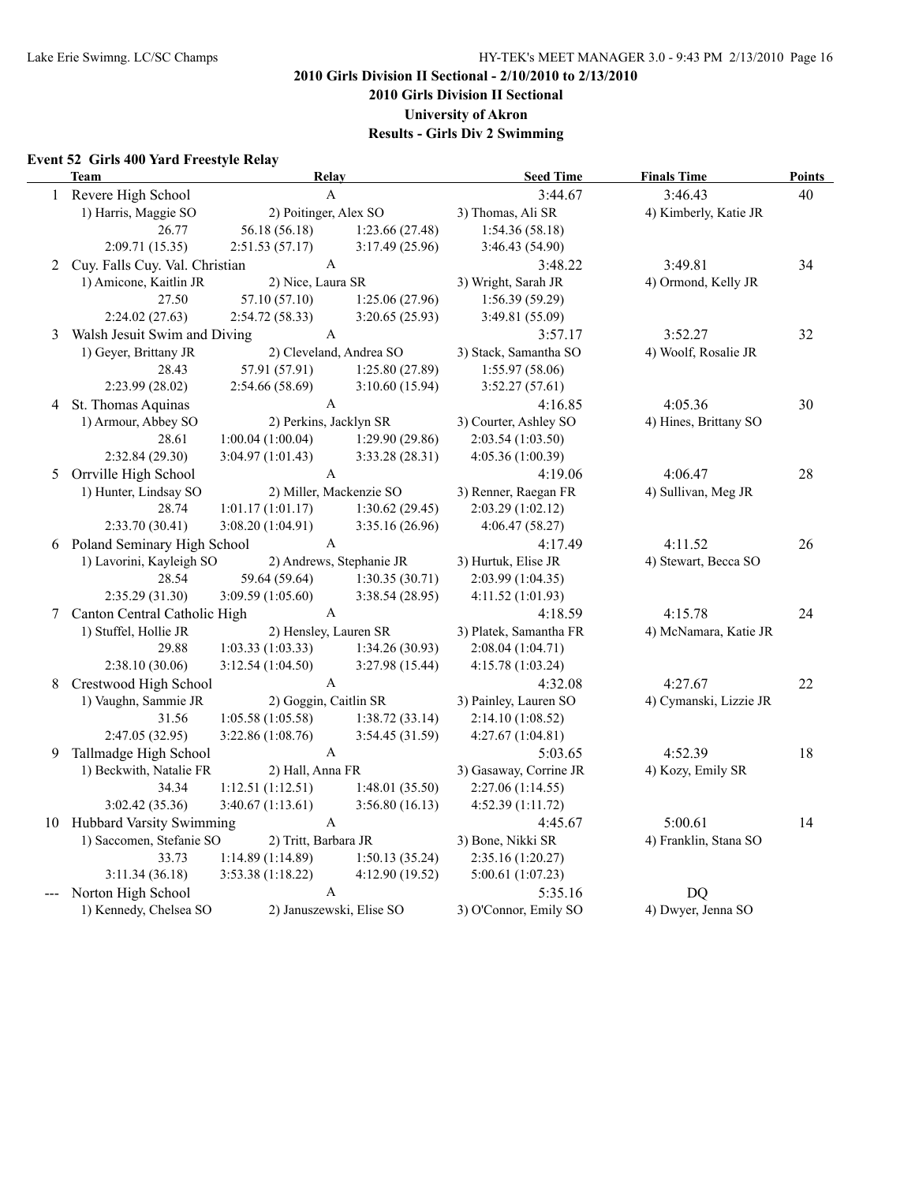## 2010 Girls Division II Sectional - 2/10/2010 to 2/13/2010

## 2010 Girls Division II Sectional

## University of Akron

## Results - Girls Div 2 Swimming

### Event 52 Girls 400 Yard Freestyle Relay

| | Team | Relay | | Seed Time | Finals Time | Points |
|---|---|---|---|---|---|---|
| 1 | Revere High School | A | | 3:44.67 | 3:46.43 | 40 |
| | 1) Harris, Maggie SO | 2) Poitinger, Alex SO | | 3) Thomas, Ali SR | 4) Kimberly, Katie JR | |
| | 26.77 | 56.18 (56.18) | 1:23.66 (27.48) | 1:54.36 (58.18) | | |
| | 2:09.71 (15.35) | 2:51.53 (57.17) | 3:17.49 (25.96) | 3:46.43 (54.90) | | |
| 2 | Cuy. Falls Cuy. Val. Christian | A | | 3:48.22 | 3:49.81 | 34 |
| | 1) Amicone, Kaitlin JR | 2) Nice, Laura SR | | 3) Wright, Sarah JR | 4) Ormond, Kelly JR | |
| | 27.50 | 57.10 (57.10) | 1:25.06 (27.96) | 1:56.39 (59.29) | | |
| | 2:24.02 (27.63) | 2:54.72 (58.33) | 3:20.65 (25.93) | 3:49.81 (55.09) | | |
| 3 | Walsh Jesuit Swim and Diving | A | | 3:57.17 | 3:52.27 | 32 |
| | 1) Geyer, Brittany JR | 2) Cleveland, Andrea SO | | 3) Stack, Samantha SO | 4) Woolf, Rosalie JR | |
| | 28.43 | 57.91 (57.91) | 1:25.80 (27.89) | 1:55.97 (58.06) | | |
| | 2:23.99 (28.02) | 2:54.66 (58.69) | 3:10.60 (15.94) | 3:52.27 (57.61) | | |
| 4 | St. Thomas Aquinas | A | | 4:16.85 | 4:05.36 | 30 |
| | 1) Armour, Abbey SO | 2) Perkins, Jacklyn SR | | 3) Courter, Ashley SO | 4) Hines, Brittany SO | |
| | 28.61 | 1:00.04 (1:00.04) | 1:29.90 (29.86) | 2:03.54 (1:03.50) | | |
| | 2:32.84 (29.30) | 3:04.97 (1:01.43) | 3:33.28 (28.31) | 4:05.36 (1:00.39) | | |
| 5 | Orrville High School | A | | 4:19.06 | 4:06.47 | 28 |
| | 1) Hunter, Lindsay SO | 2) Miller, Mackenzie SO | | 3) Renner, Raegan FR | 4) Sullivan, Meg JR | |
| | 28.74 | 1:01.17 (1:01.17) | 1:30.62 (29.45) | 2:03.29 (1:02.12) | | |
| | 2:33.70 (30.41) | 3:08.20 (1:04.91) | 3:35.16 (26.96) | 4:06.47 (58.27) | | |
| 6 | Poland Seminary High School | A | | 4:17.49 | 4:11.52 | 26 |
| | 1) Lavorini, Kayleigh SO | 2) Andrews, Stephanie JR | | 3) Hurtuk, Elise JR | 4) Stewart, Becca SO | |
| | 28.54 | 59.64 (59.64) | 1:30.35 (30.71) | 2:03.99 (1:04.35) | | |
| | 2:35.29 (31.30) | 3:09.59 (1:05.60) | 3:38.54 (28.95) | 4:11.52 (1:01.93) | | |
| 7 | Canton Central Catholic High | A | | 4:18.59 | 4:15.78 | 24 |
| | 1) Stuffel, Hollie JR | 2) Hensley, Lauren SR | | 3) Platek, Samantha FR | 4) McNamara, Katie JR | |
| | 29.88 | 1:03.33 (1:03.33) | 1:34.26 (30.93) | 2:08.04 (1:04.71) | | |
| | 2:38.10 (30.06) | 3:12.54 (1:04.50) | 3:27.98 (15.44) | 4:15.78 (1:03.24) | | |
| 8 | Crestwood High School | A | | 4:32.08 | 4:27.67 | 22 |
| | 1) Vaughn, Sammie JR | 2) Goggin, Caitlin SR | | 3) Painley, Lauren SO | 4) Cymanski, Lizzie JR | |
| | 31.56 | 1:05.58 (1:05.58) | 1:38.72 (33.14) | 2:14.10 (1:08.52) | | |
| | 2:47.05 (32.95) | 3:22.86 (1:08.76) | 3:54.45 (31.59) | 4:27.67 (1:04.81) | | |
| 9 | Tallmadge High School | A | | 5:03.65 | 4:52.39 | 18 |
| | 1) Beckwith, Natalie FR | 2) Hall, Anna FR | | 3) Gasaway, Corrine JR | 4) Kozy, Emily SR | |
| | 34.34 | 1:12.51 (1:12.51) | 1:48.01 (35.50) | 2:27.06 (1:14.55) | | |
| | 3:02.42 (35.36) | 3:40.67 (1:13.61) | 3:56.80 (16.13) | 4:52.39 (1:11.72) | | |
| 10 | Hubbard Varsity Swimming | A | | 4:45.67 | 5:00.61 | 14 |
| | 1) Saccomen, Stefanie SO | 2) Tritt, Barbara JR | | 3) Bone, Nikki SR | 4) Franklin, Stana SO | |
| | 33.73 | 1:14.89 (1:14.89) | 1:50.13 (35.24) | 2:35.16 (1:20.27) | | |
| | 3:11.34 (36.18) | 3:53.38 (1:18.22) | 4:12.90 (19.52) | 5:00.61 (1:07.23) | | |
| --- | Norton High School | A | | 5:35.16 | DQ | |
| | 1) Kennedy, Chelsea SO | 2) Januszewski, Elise SO | | 3) O'Connor, Emily SO | 4) Dwyer, Jenna SO | |